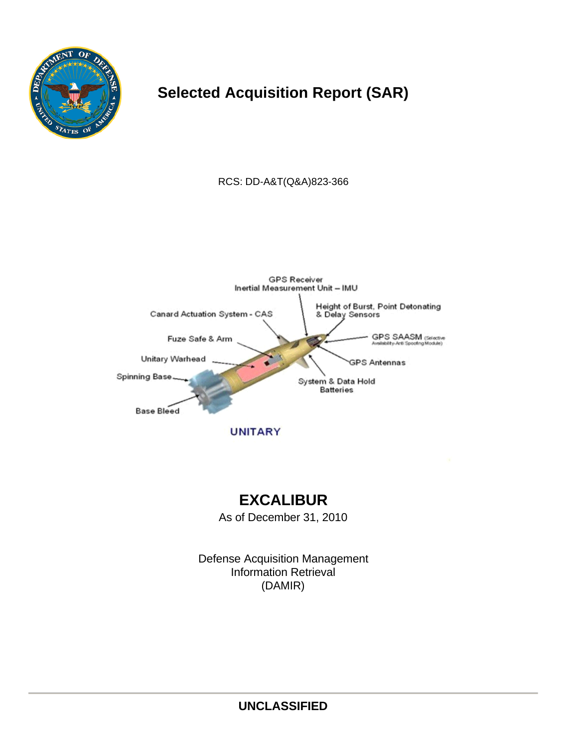# Selected Acquisition Report (SAR)

RCS: DD-A&T(Q&A)823-366

GPS Receiver
Inertial Measurement Unit – IMU

Canard Actuation System - CAS

Height of Burst, Point Detonating & Delay Sensors

GPS SAASM (Selective Availability Anti Spoofing Module)

Fuze Safe & Arm

GPS Antennas

Unitary Warhead

Spinning Base

System & Data Hold Batteries

Base Bleed

UNITARY

# EXCALIBUR

As of December 31, 2010

Defense Acquisition Management
Information Retrieval
(DAMIR)

**UNCLASSIFIED**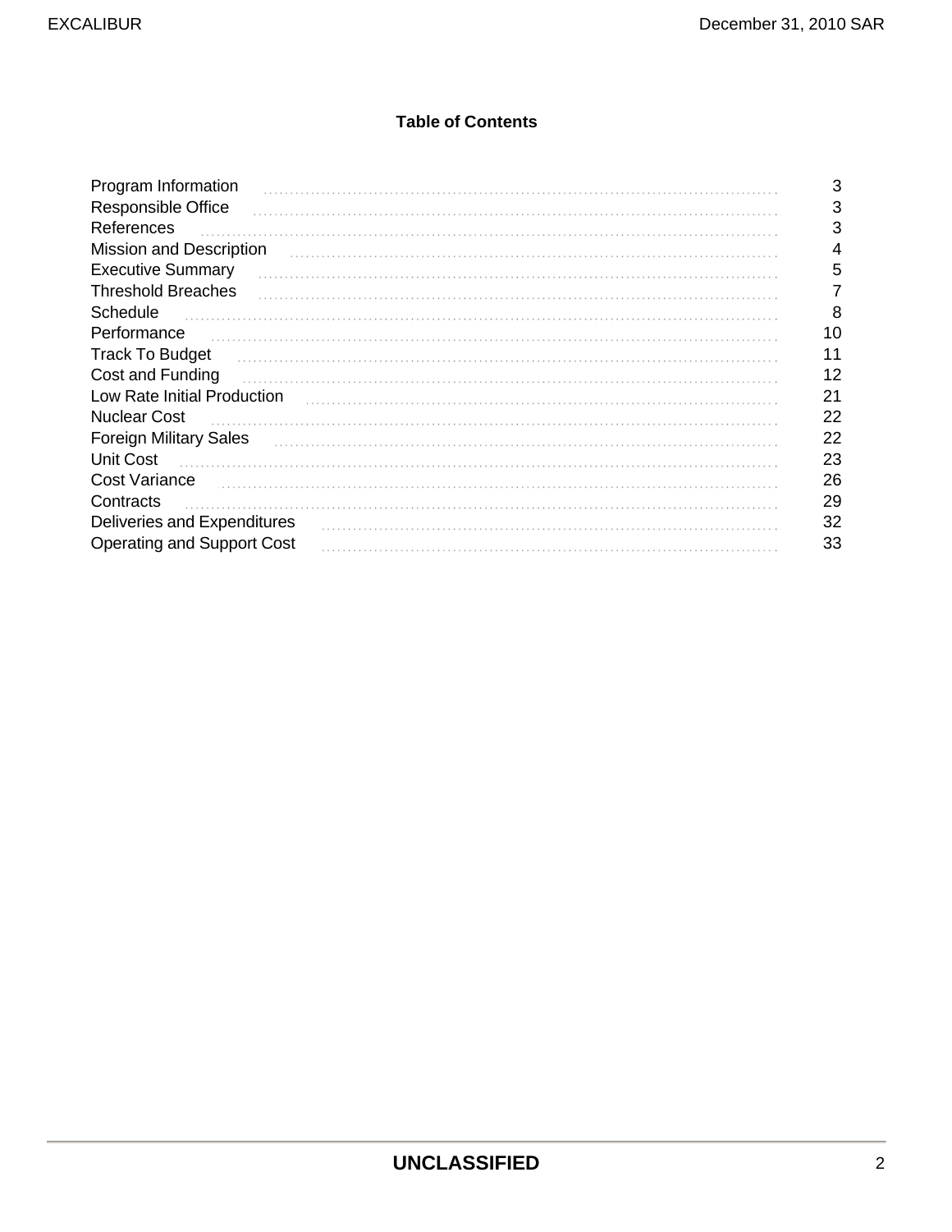## Table of Contents

| Section | Page |
|---|---|
| Program Information | 3 |
| Responsible Office | 3 |
| References | 3 |
| Mission and Description | 4 |
| Executive Summary | 5 |
| Threshold Breaches | 7 |
| Schedule | 8 |
| Performance | 10 |
| Track To Budget | 11 |
| Cost and Funding | 12 |
| Low Rate Initial Production | 21 |
| Nuclear Cost | 22 |
| Foreign Military Sales | 22 |
| Unit Cost | 23 |
| Cost Variance | 26 |
| Contracts | 29 |
| Deliveries and Expenditures | 32 |
| Operating and Support Cost | 33 |

UNCLASSIFIED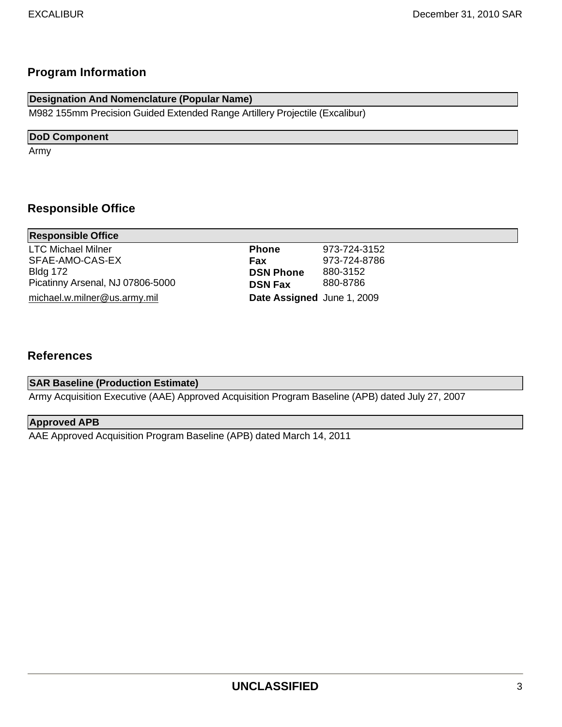## Program Information

**Designation And Nomenclature (Popular Name)**

M982 155mm Precision Guided Extended Range Artillery Projectile (Excalibur)

**DoD Component**

Army

## Responsible Office

**Responsible Office**

| | | |
|---|---|---|
| LTC Michael Milner | **Phone** | 973-724-3152 |
| SFAE-AMO-CAS-EX | **Fax** | 973-724-8786 |
| Bldg 172 | **DSN Phone** | 880-3152 |
| Picatinny Arsenal, NJ 07806-5000 | **DSN Fax** | 880-8786 |
| michael.w.milner@us.army.mil | **Date Assigned** | June 1, 2009 |

## References

**SAR Baseline (Production Estimate)**

Army Acquisition Executive (AAE) Approved Acquisition Program Baseline (APB) dated July 27, 2007

**Approved APB**

AAE Approved Acquisition Program Baseline (APB) dated March 14, 2011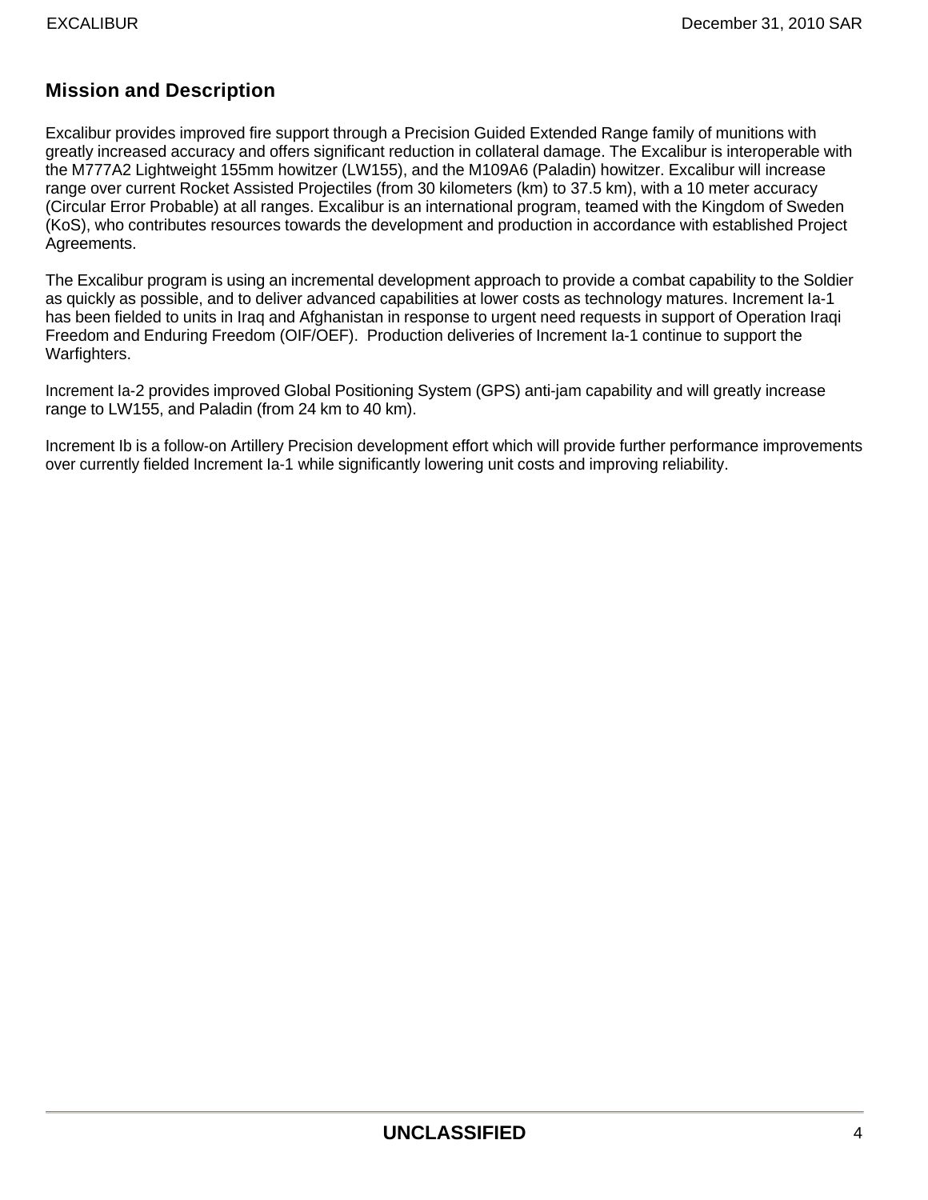## Mission and Description

Excalibur provides improved fire support through a Precision Guided Extended Range family of munitions with greatly increased accuracy and offers significant reduction in collateral damage. The Excalibur is interoperable with the M777A2 Lightweight 155mm howitzer (LW155), and the M109A6 (Paladin) howitzer. Excalibur will increase range over current Rocket Assisted Projectiles (from 30 kilometers (km) to 37.5 km), with a 10 meter accuracy (Circular Error Probable) at all ranges. Excalibur is an international program, teamed with the Kingdom of Sweden (KoS), who contributes resources towards the development and production in accordance with established Project Agreements.

The Excalibur program is using an incremental development approach to provide a combat capability to the Soldier as quickly as possible, and to deliver advanced capabilities at lower costs as technology matures. Increment Ia-1 has been fielded to units in Iraq and Afghanistan in response to urgent need requests in support of Operation Iraqi Freedom and Enduring Freedom (OIF/OEF). Production deliveries of Increment Ia-1 continue to support the Warfighters.

Increment Ia-2 provides improved Global Positioning System (GPS) anti-jam capability and will greatly increase range to LW155, and Paladin (from 24 km to 40 km).

Increment Ib is a follow-on Artillery Precision development effort which will provide further performance improvements over currently fielded Increment Ia-1 while significantly lowering unit costs and improving reliability.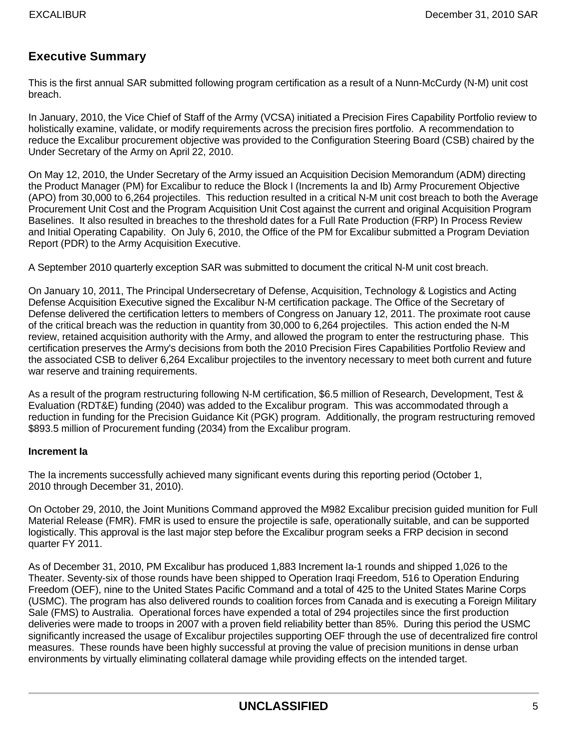## Executive Summary

This is the first annual SAR submitted following program certification as a result of a Nunn-McCurdy (N-M) unit cost breach.

In January, 2010, the Vice Chief of Staff of the Army (VCSA) initiated a Precision Fires Capability Portfolio review to holistically examine, validate, or modify requirements across the precision fires portfolio. A recommendation to reduce the Excalibur procurement objective was provided to the Configuration Steering Board (CSB) chaired by the Under Secretary of the Army on April 22, 2010.

On May 12, 2010, the Under Secretary of the Army issued an Acquisition Decision Memorandum (ADM) directing the Product Manager (PM) for Excalibur to reduce the Block I (Increments Ia and Ib) Army Procurement Objective (APO) from 30,000 to 6,264 projectiles. This reduction resulted in a critical N-M unit cost breach to both the Average Procurement Unit Cost and the Program Acquisition Unit Cost against the current and original Acquisition Program Baselines. It also resulted in breaches to the threshold dates for a Full Rate Production (FRP) In Process Review and Initial Operating Capability. On July 6, 2010, the Office of the PM for Excalibur submitted a Program Deviation Report (PDR) to the Army Acquisition Executive.

A September 2010 quarterly exception SAR was submitted to document the critical N-M unit cost breach.

On January 10, 2011, The Principal Undersecretary of Defense, Acquisition, Technology & Logistics and Acting Defense Acquisition Executive signed the Excalibur N-M certification package. The Office of the Secretary of Defense delivered the certification letters to members of Congress on January 12, 2011. The proximate root cause of the critical breach was the reduction in quantity from 30,000 to 6,264 projectiles. This action ended the N-M review, retained acquisition authority with the Army, and allowed the program to enter the restructuring phase. This certification preserves the Army's decisions from both the 2010 Precision Fires Capabilities Portfolio Review and the associated CSB to deliver 6,264 Excalibur projectiles to the inventory necessary to meet both current and future war reserve and training requirements.

As a result of the program restructuring following N-M certification, $6.5 million of Research, Development, Test & Evaluation (RDT&E) funding (2040) was added to the Excalibur program. This was accommodated through a reduction in funding for the Precision Guidance Kit (PGK) program. Additionally, the program restructuring removed $893.5 million of Procurement funding (2034) from the Excalibur program.

**Increment Ia**

The Ia increments successfully achieved many significant events during this reporting period (October 1, 2010 through December 31, 2010).

On October 29, 2010, the Joint Munitions Command approved the M982 Excalibur precision guided munition for Full Material Release (FMR). FMR is used to ensure the projectile is safe, operationally suitable, and can be supported logistically. This approval is the last major step before the Excalibur program seeks a FRP decision in second quarter FY 2011.

As of December 31, 2010, PM Excalibur has produced 1,883 Increment Ia-1 rounds and shipped 1,026 to the Theater. Seventy-six of those rounds have been shipped to Operation Iraqi Freedom, 516 to Operation Enduring Freedom (OEF), nine to the United States Pacific Command and a total of 425 to the United States Marine Corps (USMC). The program has also delivered rounds to coalition forces from Canada and is executing a Foreign Military Sale (FMS) to Australia. Operational forces have expended a total of 294 projectiles since the first production deliveries were made to troops in 2007 with a proven field reliability better than 85%. During this period the USMC significantly increased the usage of Excalibur projectiles supporting OEF through the use of decentralized fire control measures. These rounds have been highly successful at proving the value of precision munitions in dense urban environments by virtually eliminating collateral damage while providing effects on the intended target.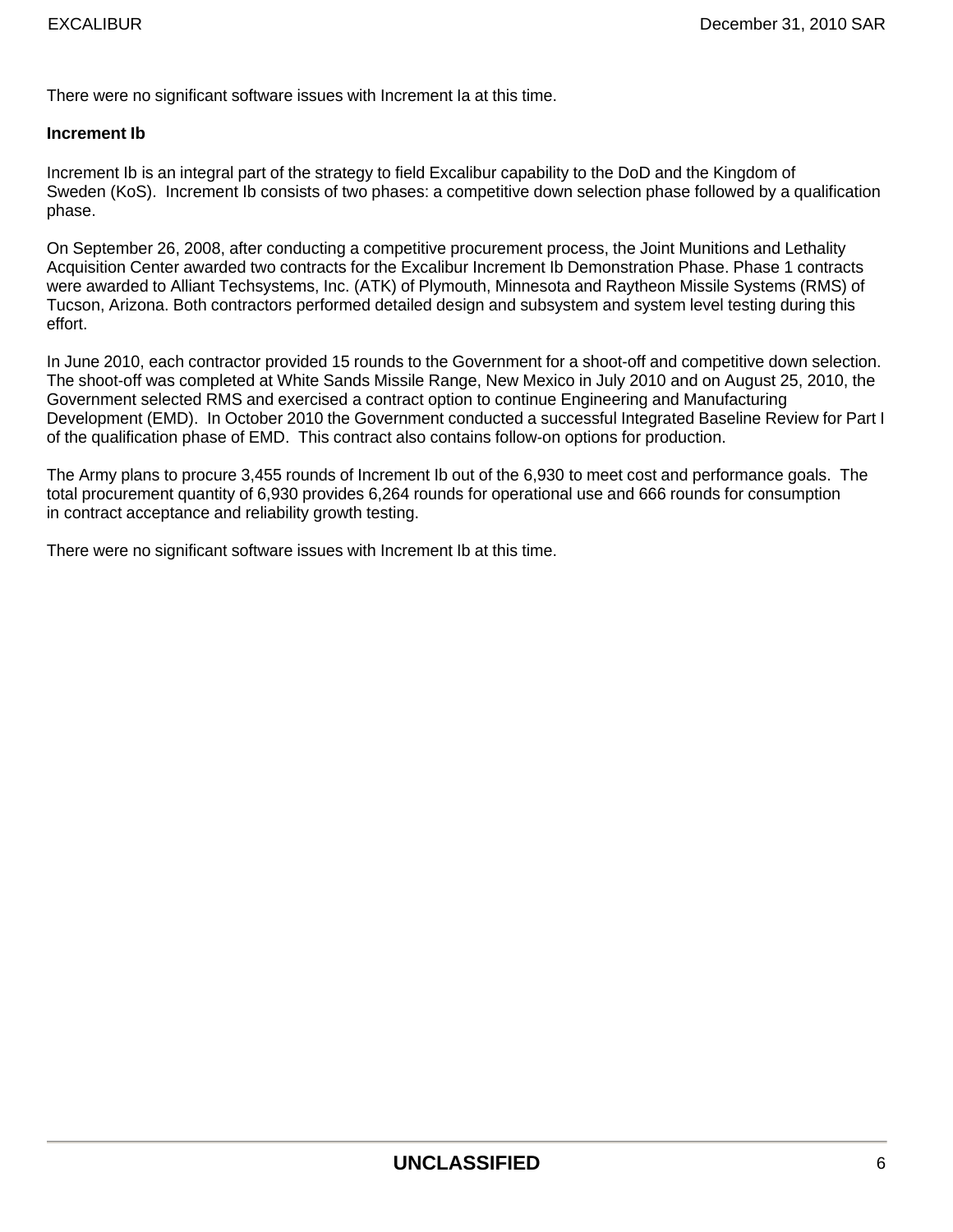There were no significant software issues with Increment Ia at this time.

**Increment Ib**

Increment Ib is an integral part of the strategy to field Excalibur capability to the DoD and the Kingdom of Sweden (KoS). Increment Ib consists of two phases: a competitive down selection phase followed by a qualification phase.

On September 26, 2008, after conducting a competitive procurement process, the Joint Munitions and Lethality Acquisition Center awarded two contracts for the Excalibur Increment Ib Demonstration Phase. Phase 1 contracts were awarded to Alliant Techsystems, Inc. (ATK) of Plymouth, Minnesota and Raytheon Missile Systems (RMS) of Tucson, Arizona. Both contractors performed detailed design and subsystem and system level testing during this effort.

In June 2010, each contractor provided 15 rounds to the Government for a shoot-off and competitive down selection. The shoot-off was completed at White Sands Missile Range, New Mexico in July 2010 and on August 25, 2010, the Government selected RMS and exercised a contract option to continue Engineering and Manufacturing Development (EMD). In October 2010 the Government conducted a successful Integrated Baseline Review for Part I of the qualification phase of EMD. This contract also contains follow-on options for production.

The Army plans to procure 3,455 rounds of Increment Ib out of the 6,930 to meet cost and performance goals. The total procurement quantity of 6,930 provides 6,264 rounds for operational use and 666 rounds for consumption in contract acceptance and reliability growth testing.

There were no significant software issues with Increment Ib at this time.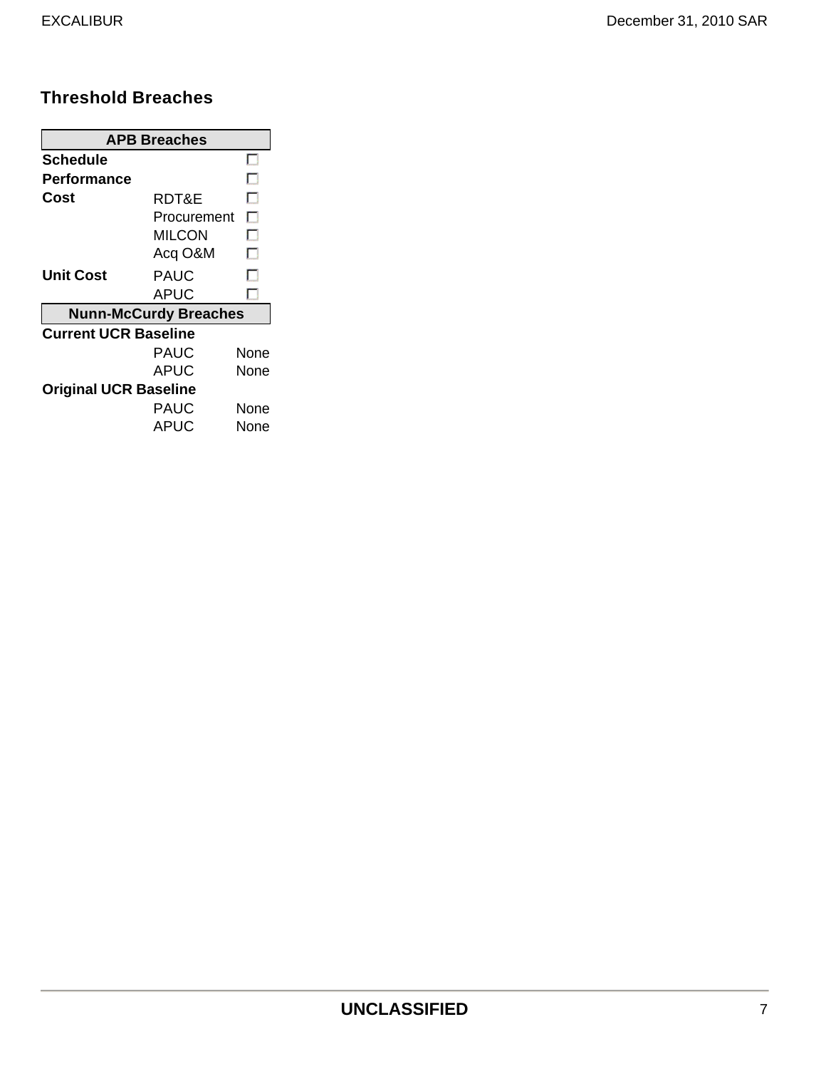## Threshold Breaches

| APB Breaches | | |
|---|---|---|
| **Schedule** | | ☐ |
| **Performance** | | ☐ |
| **Cost** | RDT&E | ☐ |
| | Procurement | ☐ |
| | MILCON | ☐ |
| | Acq O&M | ☐ |
| **Unit Cost** | PAUC | ☐ |
| | APUC | ☐ |
| **Nunn-McCurdy Breaches** | | |
| **Current UCR Baseline** | | |
| | PAUC | None |
| | APUC | None |
| **Original UCR Baseline** | | |
| | PAUC | None |
| | APUC | None |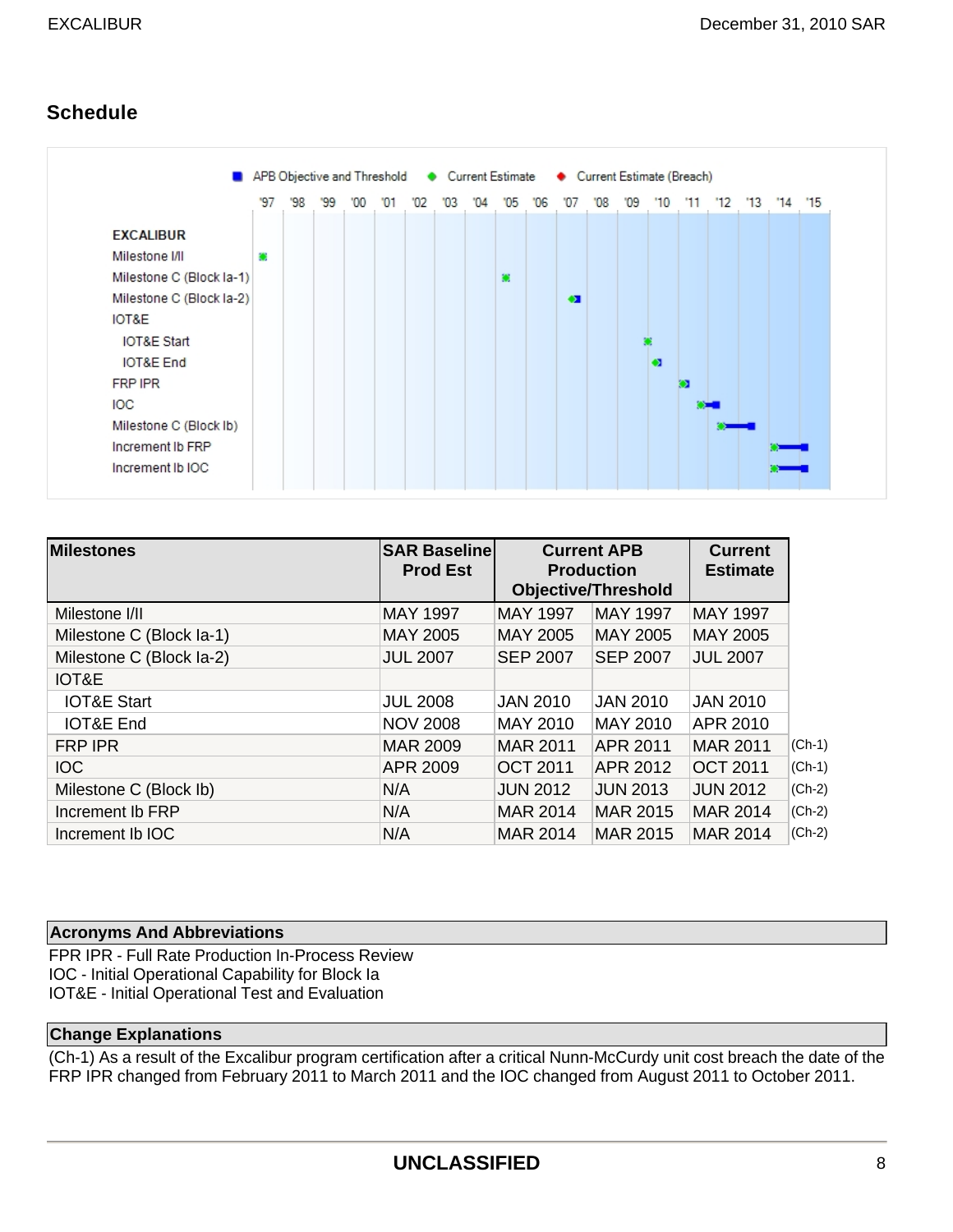## Schedule

| Milestones | SAR Baseline Prod Est | Current APB Production Objective/Threshold | | Current Estimate | |
|---|---|---|---|---|---|
| Milestone I/II | MAY 1997 | MAY 1997 | MAY 1997 | MAY 1997 | |
| Milestone C (Block Ia-1) | MAY 2005 | MAY 2005 | MAY 2005 | MAY 2005 | |
| Milestone C (Block Ia-2) | JUL 2007 | SEP 2007 | SEP 2007 | JUL 2007 | |
| IOT&E | | | | | |
| IOT&E Start | JUL 2008 | JAN 2010 | JAN 2010 | JAN 2010 | |
| IOT&E End | NOV 2008 | MAY 2010 | MAY 2010 | APR 2010 | |
| FRP IPR | MAR 2009 | MAR 2011 | APR 2011 | MAR 2011 | (Ch-1) |
| IOC | APR 2009 | OCT 2011 | APR 2012 | OCT 2011 | (Ch-1) |
| Milestone C (Block Ib) | N/A | JUN 2012 | JUN 2013 | JUN 2012 | (Ch-2) |
| Increment Ib FRP | N/A | MAR 2014 | MAR 2015 | MAR 2014 | (Ch-2) |
| Increment Ib IOC | N/A | MAR 2014 | MAR 2015 | MAR 2014 | (Ch-2) |

**Acronyms And Abbreviations**

FPR IPR - Full Rate Production In-Process Review
IOC - Initial Operational Capability for Block Ia
IOT&E - Initial Operational Test and Evaluation

**Change Explanations**

(Ch-1) As a result of the Excalibur program certification after a critical Nunn-McCurdy unit cost breach the date of the FRP IPR changed from February 2011 to March 2011 and the IOC changed from August 2011 to October 2011.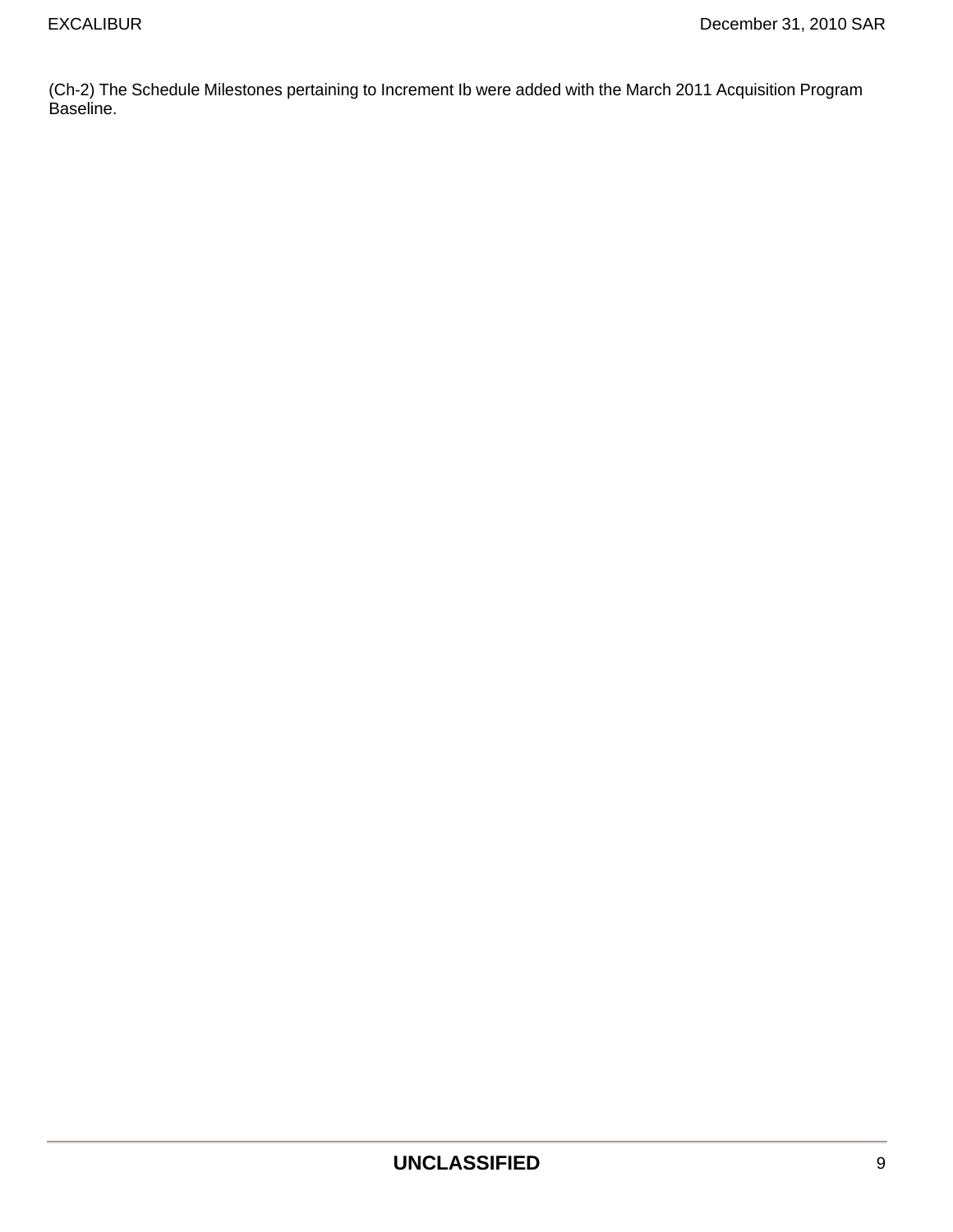(Ch-2) The Schedule Milestones pertaining to Increment Ib were added with the March 2011 Acquisition Program Baseline.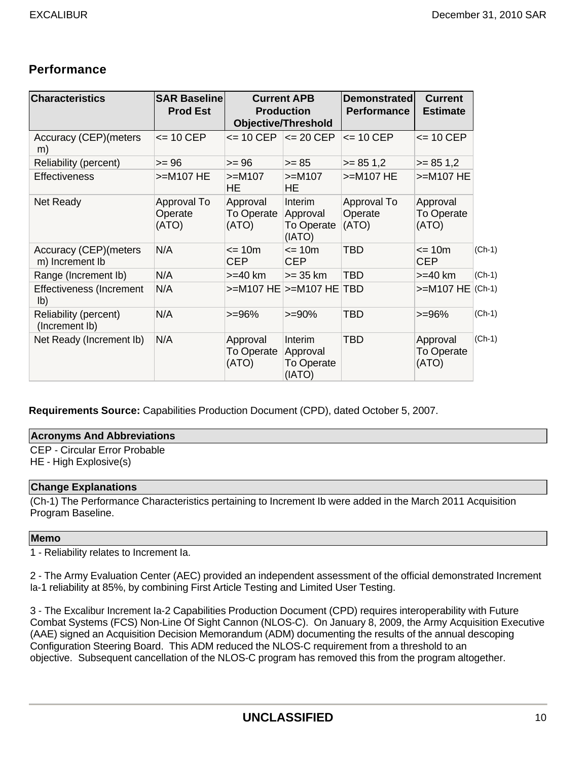## Performance

| Characteristics | SAR Baseline Prod Est | Current APB Production Objective/Threshold | | Demonstrated Performance | Current Estimate | |
|---|---|---|---|---|---|---|
| Accuracy (CEP)(meters m) | <= 10 CEP | <= 10 CEP | <= 20 CEP | <= 10 CEP | <= 10 CEP | |
| Reliability (percent) | >= 96 | >= 96 | >= 85 | >= 85 1,2 | >= 85 1,2 | |
| Effectiveness | >=M107 HE | >=M107 HE | >=M107 HE | >=M107 HE | >=M107 HE | |
| Net Ready | Approval To Operate (ATO) | Approval To Operate (ATO) | Interim Approval To Operate (IATO) | Approval To Operate (ATO) | Approval To Operate (ATO) | |
| Accuracy (CEP)(meters m) Increment Ib | N/A | <= 10m CEP | <= 10m CEP | TBD | <= 10m CEP | (Ch-1) |
| Range (Increment Ib) | N/A | >=40 km | >= 35 km | TBD | >=40 km | (Ch-1) |
| Effectiveness (Increment Ib) | N/A | >=M107 HE | >=M107 HE | TBD | >=M107 HE | (Ch-1) |
| Reliability (percent) (Increment Ib) | N/A | >=96% | >=90% | TBD | >=96% | (Ch-1) |
| Net Ready (Increment Ib) | N/A | Approval To Operate (ATO) | Interim Approval To Operate (IATO) | TBD | Approval To Operate (ATO) | (Ch-1) |

**Requirements Source:** Capabilities Production Document (CPD), dated October 5, 2007.

**Acronyms And Abbreviations**

CEP - Circular Error Probable
HE - High Explosive(s)

**Change Explanations**

(Ch-1) The Performance Characteristics pertaining to Increment Ib were added in the March 2011 Acquisition Program Baseline.

**Memo**

1 - Reliability relates to Increment Ia.

2 - The Army Evaluation Center (AEC) provided an independent assessment of the official demonstrated Increment Ia-1 reliability at 85%, by combining First Article Testing and Limited User Testing.

3 - The Excalibur Increment Ia-2 Capabilities Production Document (CPD) requires interoperability with Future Combat Systems (FCS) Non-Line Of Sight Cannon (NLOS-C). On January 8, 2009, the Army Acquisition Executive (AAE) signed an Acquisition Decision Memorandum (ADM) documenting the results of the annual descoping Configuration Steering Board. This ADM reduced the NLOS-C requirement from a threshold to an objective. Subsequent cancellation of the NLOS-C program has removed this from the program altogether.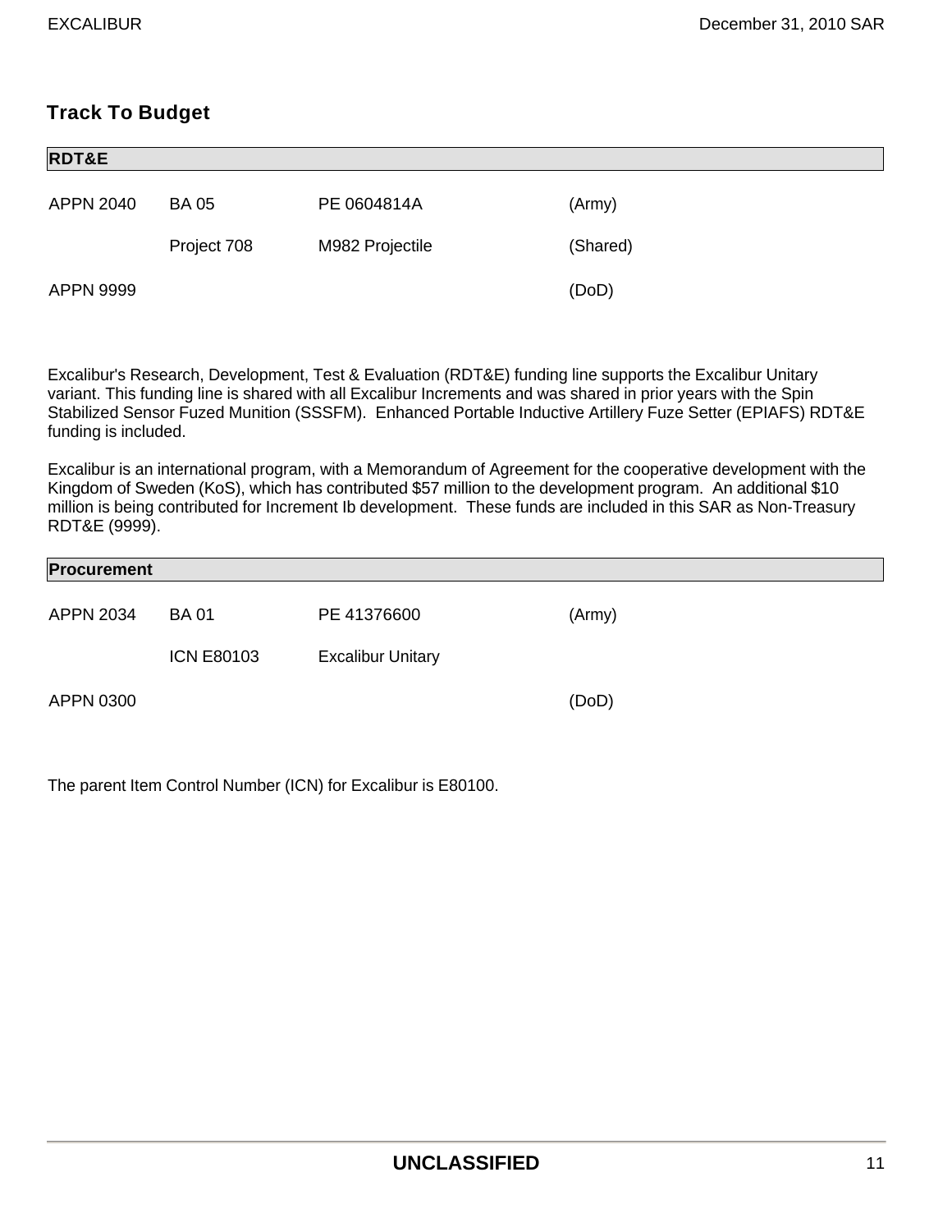## Track To Budget

### RDT&E

| | | | |
|---|---|---|---|
| APPN 2040 | BA 05 | PE 0604814A | (Army) |
| | Project 708 | M982 Projectile | (Shared) |
| APPN 9999 | | | (DoD) |

Excalibur's Research, Development, Test & Evaluation (RDT&E) funding line supports the Excalibur Unitary variant. This funding line is shared with all Excalibur Increments and was shared in prior years with the Spin Stabilized Sensor Fuzed Munition (SSSFM). Enhanced Portable Inductive Artillery Fuze Setter (EPIAFS) RDT&E funding is included.

Excalibur is an international program, with a Memorandum of Agreement for the cooperative development with the Kingdom of Sweden (KoS), which has contributed $57 million to the development program. An additional $10 million is being contributed for Increment Ib development. These funds are included in this SAR as Non-Treasury RDT&E (9999).

### Procurement

| | | | |
|---|---|---|---|
| APPN 2034 | BA 01 | PE 41376600 | (Army) |
| | ICN E80103 | Excalibur Unitary | |
| APPN 0300 | | | (DoD) |

The parent Item Control Number (ICN) for Excalibur is E80100.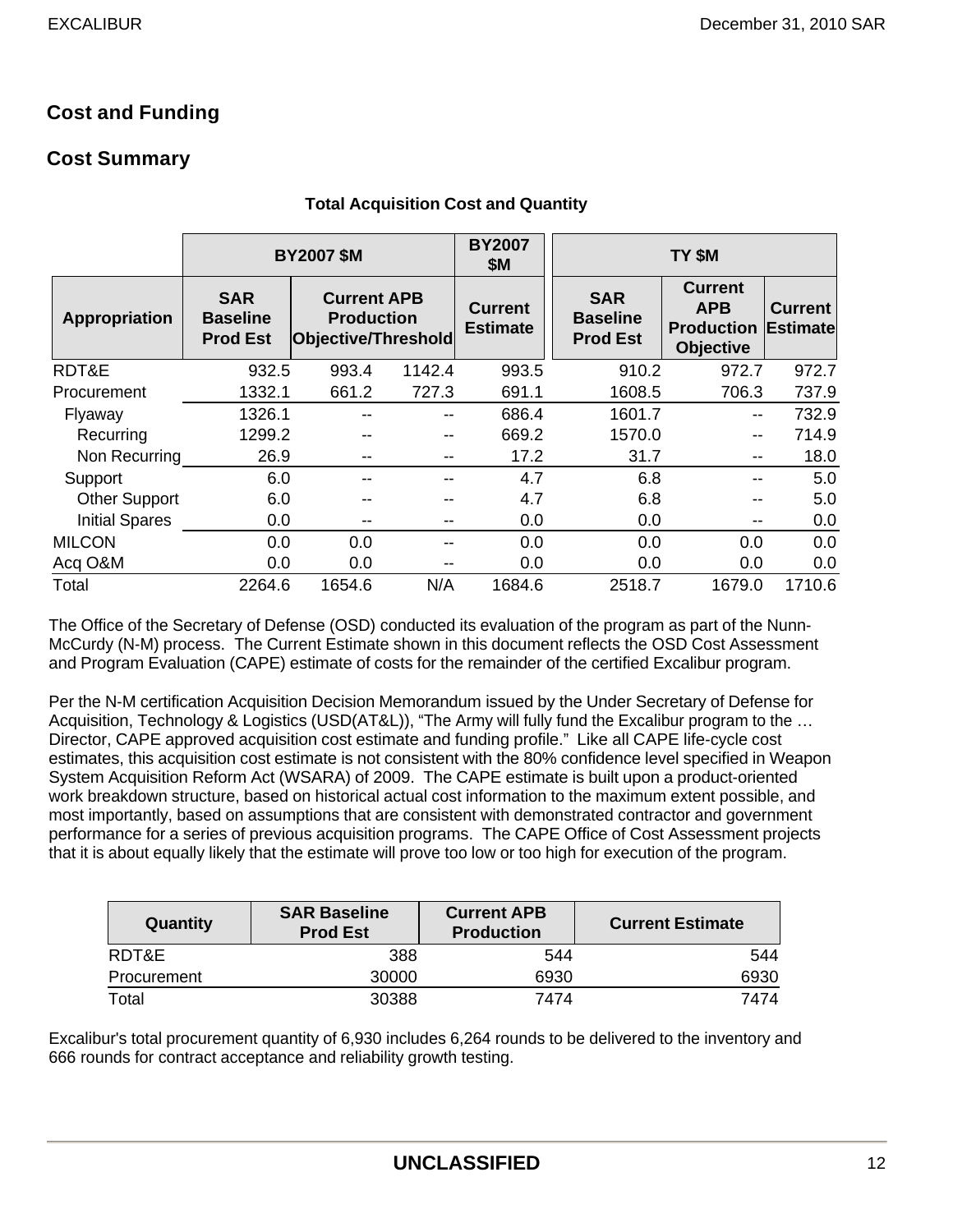## Cost and Funding

## Cost Summary

**Total Acquisition Cost and Quantity**

| | BY2007 $M | | | BY2007 $M | TY $M | | |
|---|---|---|---|---|---|---|---|
| Appropriation | SAR Baseline Prod Est | Current APB Production Objective/Threshold | | Current Estimate | SAR Baseline Prod Est | Current APB Production Objective | Current Estimate |
| RDT&E | 932.5 | 993.4 | 1142.4 | 993.5 | 910.2 | 972.7 | 972.7 |
| Procurement | 1332.1 | 661.2 | 727.3 | 691.1 | 1608.5 | 706.3 | 737.9 |
| Flyaway | 1326.1 | -- | -- | 686.4 | 1601.7 | -- | 732.9 |
| Recurring | 1299.2 | -- | -- | 669.2 | 1570.0 | -- | 714.9 |
| Non Recurring | 26.9 | -- | -- | 17.2 | 31.7 | -- | 18.0 |
| Support | 6.0 | -- | -- | 4.7 | 6.8 | -- | 5.0 |
| Other Support | 6.0 | -- | -- | 4.7 | 6.8 | -- | 5.0 |
| Initial Spares | 0.0 | -- | -- | 0.0 | 0.0 | -- | 0.0 |
| MILCON | 0.0 | 0.0 | -- | 0.0 | 0.0 | 0.0 | 0.0 |
| Acq O&M | 0.0 | 0.0 | -- | 0.0 | 0.0 | 0.0 | 0.0 |
| Total | 2264.6 | 1654.6 | N/A | 1684.6 | 2518.7 | 1679.0 | 1710.6 |

The Office of the Secretary of Defense (OSD) conducted its evaluation of the program as part of the Nunn-McCurdy (N-M) process. The Current Estimate shown in this document reflects the OSD Cost Assessment and Program Evaluation (CAPE) estimate of costs for the remainder of the certified Excalibur program.

Per the N-M certification Acquisition Decision Memorandum issued by the Under Secretary of Defense for Acquisition, Technology & Logistics (USD(AT&L)), "The Army will fully fund the Excalibur program to the … Director, CAPE approved acquisition cost estimate and funding profile." Like all CAPE life-cycle cost estimates, this acquisition cost estimate is not consistent with the 80% confidence level specified in Weapon System Acquisition Reform Act (WSARA) of 2009. The CAPE estimate is built upon a product-oriented work breakdown structure, based on historical actual cost information to the maximum extent possible, and most importantly, based on assumptions that are consistent with demonstrated contractor and government performance for a series of previous acquisition programs. The CAPE Office of Cost Assessment projects that it is about equally likely that the estimate will prove too low or too high for execution of the program.

| Quantity | SAR Baseline Prod Est | Current APB Production | Current Estimate |
|---|---|---|---|
| RDT&E | 388 | 544 | 544 |
| Procurement | 30000 | 6930 | 6930 |
| Total | 30388 | 7474 | 7474 |

Excalibur's total procurement quantity of 6,930 includes 6,264 rounds to be delivered to the inventory and 666 rounds for contract acceptance and reliability growth testing.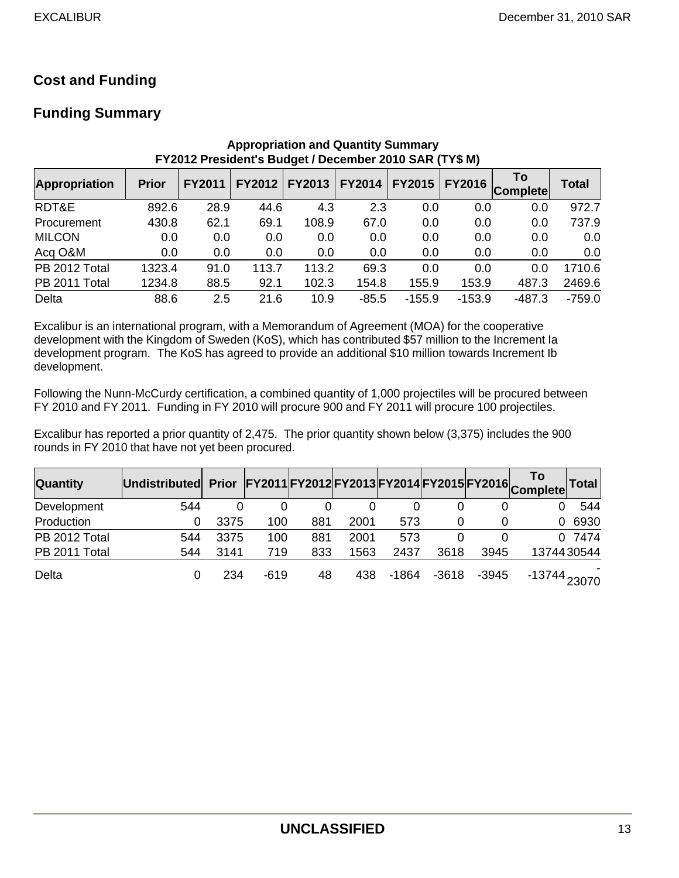## Cost and Funding

## Funding Summary

**Appropriation and Quantity Summary**
**FY2012 President's Budget / December 2010 SAR (TY$ M)**

| Appropriation | Prior | FY2011 | FY2012 | FY2013 | FY2014 | FY2015 | FY2016 | To Complete | Total |
|---|---|---|---|---|---|---|---|---|---|
| RDT&E | 892.6 | 28.9 | 44.6 | 4.3 | 2.3 | 0.0 | 0.0 | 0.0 | 972.7 |
| Procurement | 430.8 | 62.1 | 69.1 | 108.9 | 67.0 | 0.0 | 0.0 | 0.0 | 737.9 |
| MILCON | 0.0 | 0.0 | 0.0 | 0.0 | 0.0 | 0.0 | 0.0 | 0.0 | 0.0 |
| Acq O&M | 0.0 | 0.0 | 0.0 | 0.0 | 0.0 | 0.0 | 0.0 | 0.0 | 0.0 |
| PB 2012 Total | 1323.4 | 91.0 | 113.7 | 113.2 | 69.3 | 0.0 | 0.0 | 0.0 | 1710.6 |
| PB 2011 Total | 1234.8 | 88.5 | 92.1 | 102.3 | 154.8 | 155.9 | 153.9 | 487.3 | 2469.6 |
| Delta | 88.6 | 2.5 | 21.6 | 10.9 | -85.5 | -155.9 | -153.9 | -487.3 | -759.0 |

Excalibur is an international program, with a Memorandum of Agreement (MOA) for the cooperative development with the Kingdom of Sweden (KoS), which has contributed $57 million to the Increment Ia development program. The KoS has agreed to provide an additional $10 million towards Increment Ib development.

Following the Nunn-McCurdy certification, a combined quantity of 1,000 projectiles will be procured between FY 2010 and FY 2011. Funding in FY 2010 will procure 900 and FY 2011 will procure 100 projectiles.

Excalibur has reported a prior quantity of 2,475. The prior quantity shown below (3,375) includes the 900 rounds in FY 2010 that have not yet been procured.

| Quantity | Undistributed | Prior | FY2011 | FY2012 | FY2013 | FY2014 | FY2015 | FY2016 | To Complete | Total |
|---|---|---|---|---|---|---|---|---|---|---|
| Development | 544 | 0 | 0 | 0 | 0 | 0 | 0 | 0 | 0 | 544 |
| Production | 0 | 3375 | 100 | 881 | 2001 | 573 | 0 | 0 | 0 | 6930 |
| PB 2012 Total | 544 | 3375 | 100 | 881 | 2001 | 573 | 0 | 0 | 0 | 7474 |
| PB 2011 Total | 544 | 3141 | 719 | 833 | 1563 | 2437 | 3618 | 3945 | 13744 | 30544 |
| Delta | 0 | 234 | -619 | 48 | 438 | -1864 | -3618 | -3945 | -13744 | -23070 |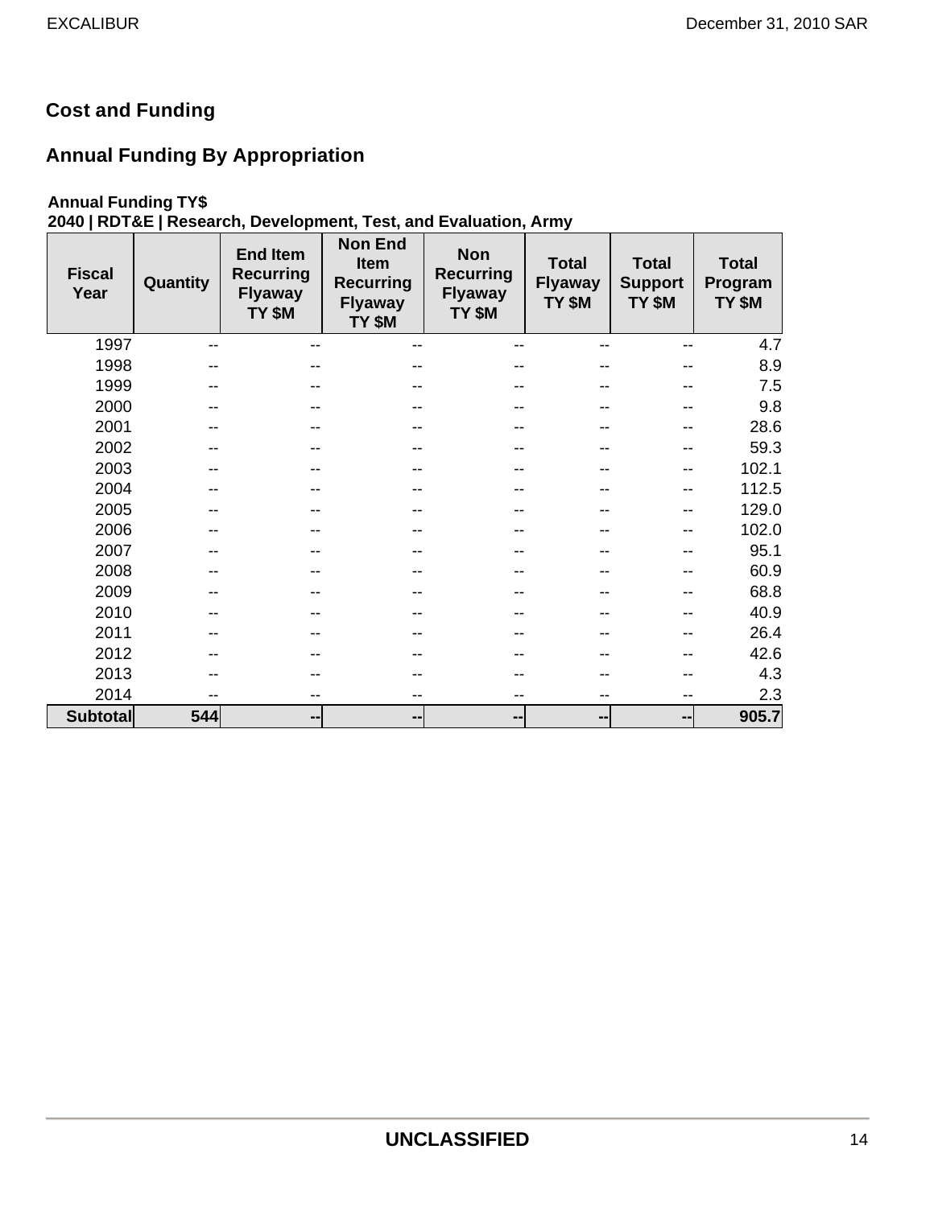## Cost and Funding

## Annual Funding By Appropriation

**Annual Funding TY$**
**2040 | RDT&E | Research, Development, Test, and Evaluation, Army**

| Fiscal Year | Quantity | End Item Recurring Flyaway TY $M | Non End Item Recurring Flyaway TY $M | Non Recurring Flyaway TY $M | Total Flyaway TY $M | Total Support TY $M | Total Program TY $M |
|---|---|---|---|---|---|---|---|
| 1997 | -- | -- | -- | -- | -- | -- | 4.7 |
| 1998 | -- | -- | -- | -- | -- | -- | 8.9 |
| 1999 | -- | -- | -- | -- | -- | -- | 7.5 |
| 2000 | -- | -- | -- | -- | -- | -- | 9.8 |
| 2001 | -- | -- | -- | -- | -- | -- | 28.6 |
| 2002 | -- | -- | -- | -- | -- | -- | 59.3 |
| 2003 | -- | -- | -- | -- | -- | -- | 102.1 |
| 2004 | -- | -- | -- | -- | -- | -- | 112.5 |
| 2005 | -- | -- | -- | -- | -- | -- | 129.0 |
| 2006 | -- | -- | -- | -- | -- | -- | 102.0 |
| 2007 | -- | -- | -- | -- | -- | -- | 95.1 |
| 2008 | -- | -- | -- | -- | -- | -- | 60.9 |
| 2009 | -- | -- | -- | -- | -- | -- | 68.8 |
| 2010 | -- | -- | -- | -- | -- | -- | 40.9 |
| 2011 | -- | -- | -- | -- | -- | -- | 26.4 |
| 2012 | -- | -- | -- | -- | -- | -- | 42.6 |
| 2013 | -- | -- | -- | -- | -- | -- | 4.3 |
| 2014 | -- | -- | -- | -- | -- | -- | 2.3 |
| **Subtotal** | **544** | **--** | **--** | **--** | **--** | **--** | **905.7** |

UNCLASSIFIED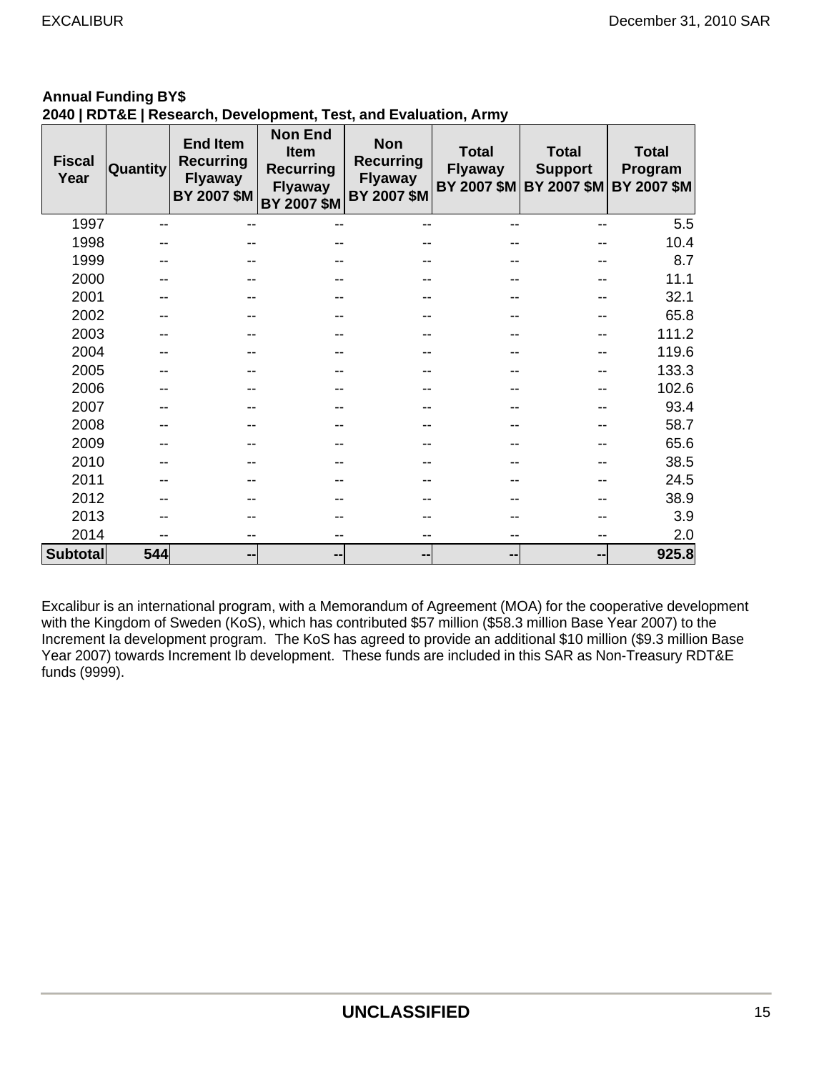**Annual Funding BY$**
**2040 | RDT&E | Research, Development, Test, and Evaluation, Army**

| Fiscal Year | Quantity | End Item Recurring Flyaway BY 2007 $M | Non End Item Recurring Flyaway BY 2007 $M | Non Recurring Flyaway BY 2007 $M | Total Flyaway BY 2007 $M | Total Support BY 2007 $M | Total Program BY 2007 $M |
|---|---|---|---|---|---|---|---|
| 1997 | -- | -- | -- | -- | -- | -- | 5.5 |
| 1998 | -- | -- | -- | -- | -- | -- | 10.4 |
| 1999 | -- | -- | -- | -- | -- | -- | 8.7 |
| 2000 | -- | -- | -- | -- | -- | -- | 11.1 |
| 2001 | -- | -- | -- | -- | -- | -- | 32.1 |
| 2002 | -- | -- | -- | -- | -- | -- | 65.8 |
| 2003 | -- | -- | -- | -- | -- | -- | 111.2 |
| 2004 | -- | -- | -- | -- | -- | -- | 119.6 |
| 2005 | -- | -- | -- | -- | -- | -- | 133.3 |
| 2006 | -- | -- | -- | -- | -- | -- | 102.6 |
| 2007 | -- | -- | -- | -- | -- | -- | 93.4 |
| 2008 | -- | -- | -- | -- | -- | -- | 58.7 |
| 2009 | -- | -- | -- | -- | -- | -- | 65.6 |
| 2010 | -- | -- | -- | -- | -- | -- | 38.5 |
| 2011 | -- | -- | -- | -- | -- | -- | 24.5 |
| 2012 | -- | -- | -- | -- | -- | -- | 38.9 |
| 2013 | -- | -- | -- | -- | -- | -- | 3.9 |
| 2014 | -- | -- | -- | -- | -- | -- | 2.0 |
| **Subtotal** | **544** | **--** | **--** | **--** | **--** | **--** | **925.8** |

Excalibur is an international program, with a Memorandum of Agreement (MOA) for the cooperative development with the Kingdom of Sweden (KoS), which has contributed $57 million ($58.3 million Base Year 2007) to the Increment Ia development program. The KoS has agreed to provide an additional $10 million ($9.3 million Base Year 2007) towards Increment Ib development. These funds are included in this SAR as Non-Treasury RDT&E funds (9999).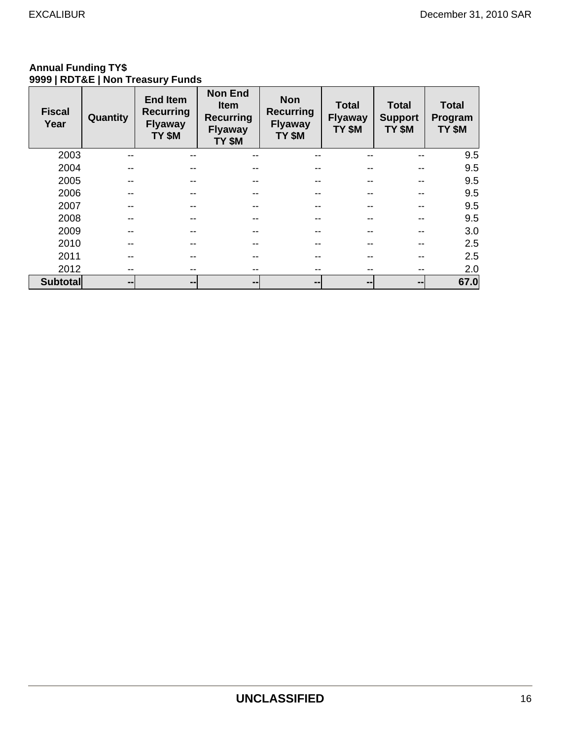**Annual Funding TY$**
**9999 | RDT&E | Non Treasury Funds**

| Fiscal Year | Quantity | End Item Recurring Flyaway TY $M | Non End Item Recurring Flyaway TY $M | Non Recurring Flyaway TY $M | Total Flyaway TY $M | Total Support TY $M | Total Program TY $M |
|---|---|---|---|---|---|---|---|
| 2003 | -- | -- | -- | -- | -- | -- | 9.5 |
| 2004 | -- | -- | -- | -- | -- | -- | 9.5 |
| 2005 | -- | -- | -- | -- | -- | -- | 9.5 |
| 2006 | -- | -- | -- | -- | -- | -- | 9.5 |
| 2007 | -- | -- | -- | -- | -- | -- | 9.5 |
| 2008 | -- | -- | -- | -- | -- | -- | 9.5 |
| 2009 | -- | -- | -- | -- | -- | -- | 3.0 |
| 2010 | -- | -- | -- | -- | -- | -- | 2.5 |
| 2011 | -- | -- | -- | -- | -- | -- | 2.5 |
| 2012 | -- | -- | -- | -- | -- | -- | 2.0 |
| **Subtotal** | **--** | **--** | **--** | **--** | **--** | **--** | **67.0** |

**UNCLASSIFIED**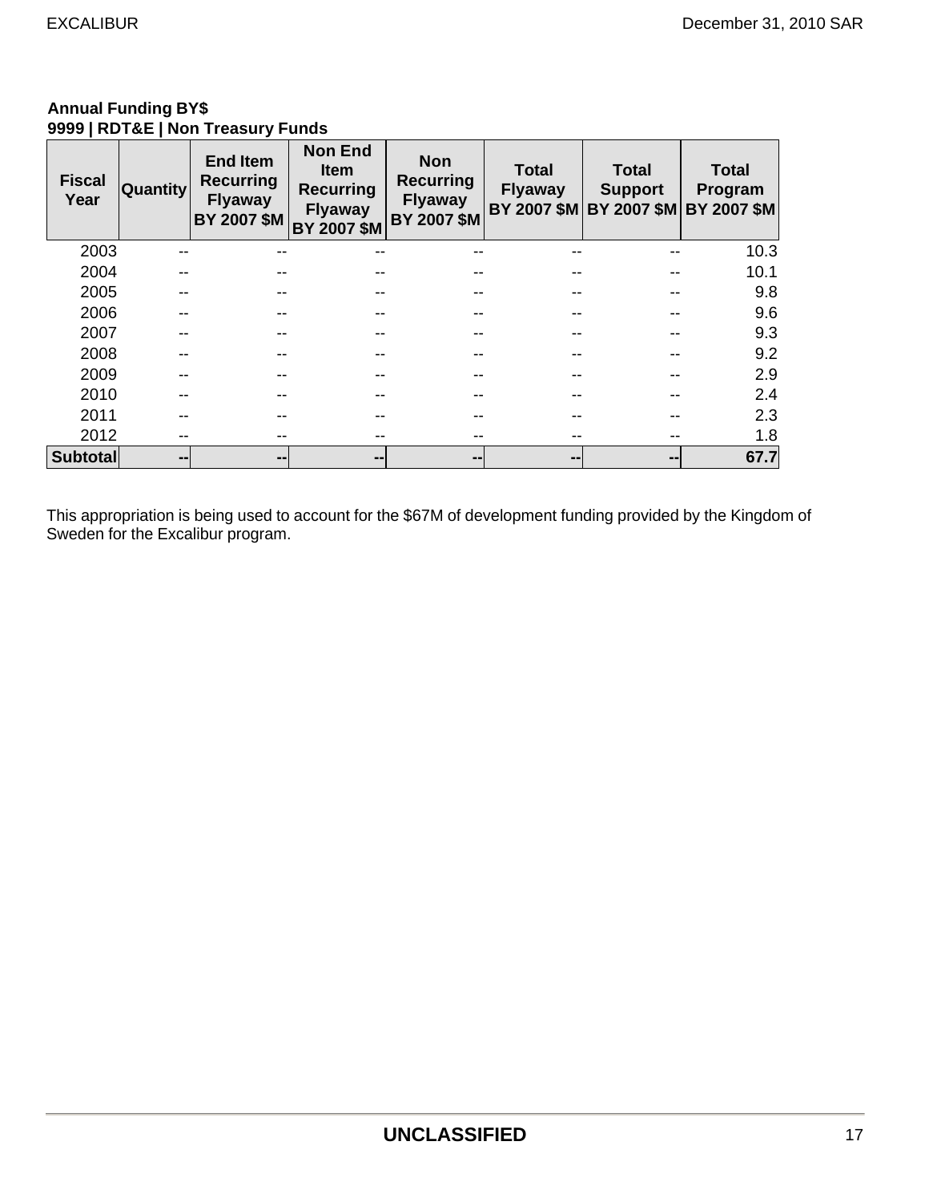**Annual Funding BY$**
**9999 | RDT&E | Non Treasury Funds**

| Fiscal Year | Quantity | End Item Recurring Flyaway BY 2007 $M | Non End Item Recurring Flyaway BY 2007 $M | Non Recurring Flyaway BY 2007 $M | Total Flyaway BY 2007 $M | Total Support BY 2007 $M | Total Program BY 2007 $M |
|---|---|---|---|---|---|---|---|
| 2003 | -- | -- | -- | -- | -- | -- | 10.3 |
| 2004 | -- | -- | -- | -- | -- | -- | 10.1 |
| 2005 | -- | -- | -- | -- | -- | -- | 9.8 |
| 2006 | -- | -- | -- | -- | -- | -- | 9.6 |
| 2007 | -- | -- | -- | -- | -- | -- | 9.3 |
| 2008 | -- | -- | -- | -- | -- | -- | 9.2 |
| 2009 | -- | -- | -- | -- | -- | -- | 2.9 |
| 2010 | -- | -- | -- | -- | -- | -- | 2.4 |
| 2011 | -- | -- | -- | -- | -- | -- | 2.3 |
| 2012 | -- | -- | -- | -- | -- | -- | 1.8 |
| **Subtotal** | **--** | **--** | **--** | **--** | **--** | **--** | **67.7** |

This appropriation is being used to account for the $67M of development funding provided by the Kingdom of Sweden for the Excalibur program.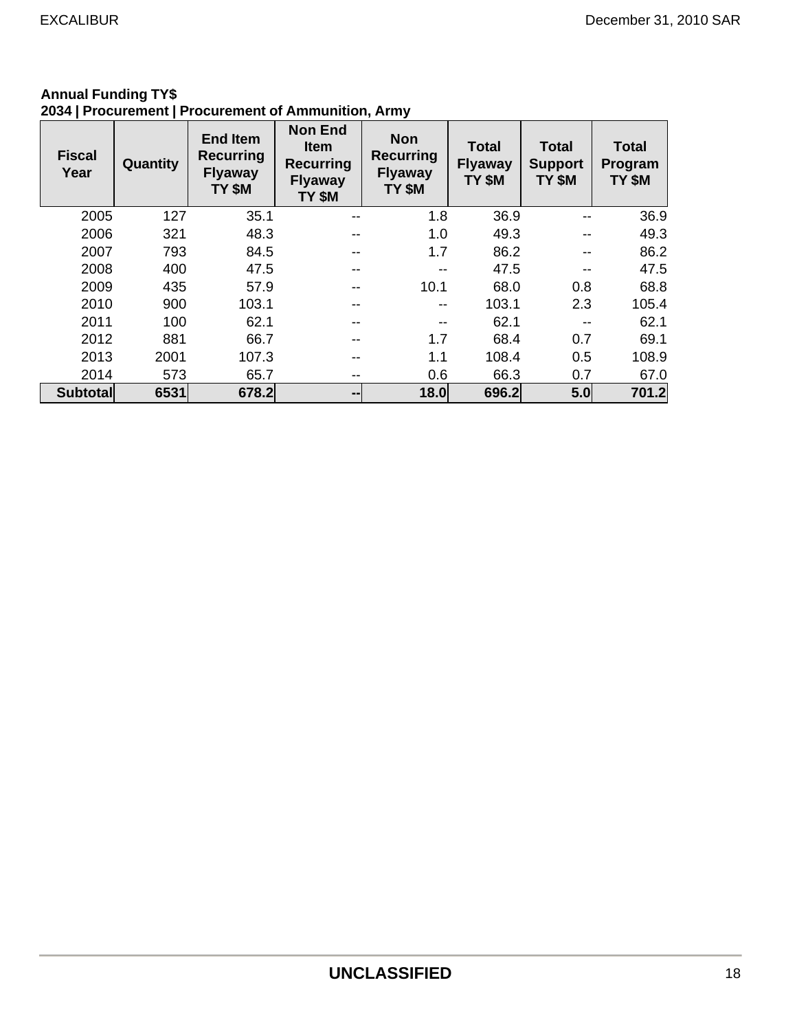**Annual Funding TY$**
**2034 | Procurement | Procurement of Ammunition, Army**

| Fiscal Year | Quantity | End Item Recurring Flyaway TY $M | Non End Item Recurring Flyaway TY $M | Non Recurring Flyaway TY $M | Total Flyaway TY $M | Total Support TY $M | Total Program TY $M |
|---|---|---|---|---|---|---|---|
| 2005 | 127 | 35.1 | -- | 1.8 | 36.9 | -- | 36.9 |
| 2006 | 321 | 48.3 | -- | 1.0 | 49.3 | -- | 49.3 |
| 2007 | 793 | 84.5 | -- | 1.7 | 86.2 | -- | 86.2 |
| 2008 | 400 | 47.5 | -- | -- | 47.5 | -- | 47.5 |
| 2009 | 435 | 57.9 | -- | 10.1 | 68.0 | 0.8 | 68.8 |
| 2010 | 900 | 103.1 | -- | -- | 103.1 | 2.3 | 105.4 |
| 2011 | 100 | 62.1 | -- | -- | 62.1 | -- | 62.1 |
| 2012 | 881 | 66.7 | -- | 1.7 | 68.4 | 0.7 | 69.1 |
| 2013 | 2001 | 107.3 | -- | 1.1 | 108.4 | 0.5 | 108.9 |
| 2014 | 573 | 65.7 | -- | 0.6 | 66.3 | 0.7 | 67.0 |
| **Subtotal** | **6531** | **678.2** | **--** | **18.0** | **696.2** | **5.0** | **701.2** |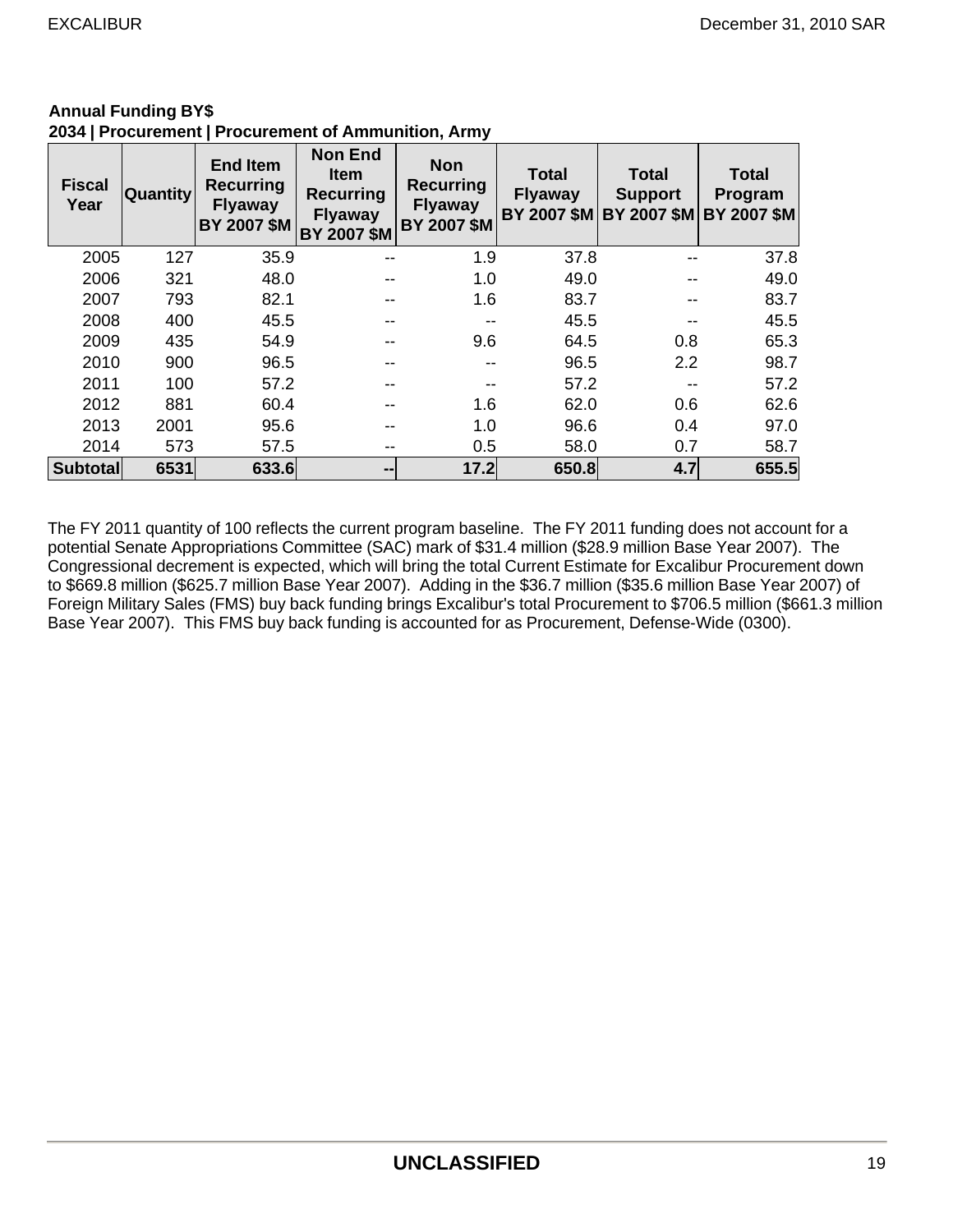**Annual Funding BY$**
**2034 | Procurement | Procurement of Ammunition, Army**

| Fiscal Year | Quantity | End Item Recurring Flyaway BY 2007 $M | Non End Item Recurring Flyaway BY 2007 $M | Non Recurring Flyaway BY 2007 $M | Total Flyaway BY 2007 $M | Total Support BY 2007 $M | Total Program BY 2007 $M |
|---|---|---|---|---|---|---|---|
| 2005 | 127 | 35.9 | -- | 1.9 | 37.8 | -- | 37.8 |
| 2006 | 321 | 48.0 | -- | 1.0 | 49.0 | -- | 49.0 |
| 2007 | 793 | 82.1 | -- | 1.6 | 83.7 | -- | 83.7 |
| 2008 | 400 | 45.5 | -- | -- | 45.5 | -- | 45.5 |
| 2009 | 435 | 54.9 | -- | 9.6 | 64.5 | 0.8 | 65.3 |
| 2010 | 900 | 96.5 | -- | -- | 96.5 | 2.2 | 98.7 |
| 2011 | 100 | 57.2 | -- | -- | 57.2 | -- | 57.2 |
| 2012 | 881 | 60.4 | -- | 1.6 | 62.0 | 0.6 | 62.6 |
| 2013 | 2001 | 95.6 | -- | 1.0 | 96.6 | 0.4 | 97.0 |
| 2014 | 573 | 57.5 | -- | 0.5 | 58.0 | 0.7 | 58.7 |
| **Subtotal** | **6531** | **633.6** | **--** | **17.2** | **650.8** | **4.7** | **655.5** |

The FY 2011 quantity of 100 reflects the current program baseline. The FY 2011 funding does not account for a potential Senate Appropriations Committee (SAC) mark of $31.4 million ($28.9 million Base Year 2007). The Congressional decrement is expected, which will bring the total Current Estimate for Excalibur Procurement down to $669.8 million ($625.7 million Base Year 2007). Adding in the $36.7 million ($35.6 million Base Year 2007) of Foreign Military Sales (FMS) buy back funding brings Excalibur's total Procurement to $706.5 million ($661.3 million Base Year 2007). This FMS buy back funding is accounted for as Procurement, Defense-Wide (0300).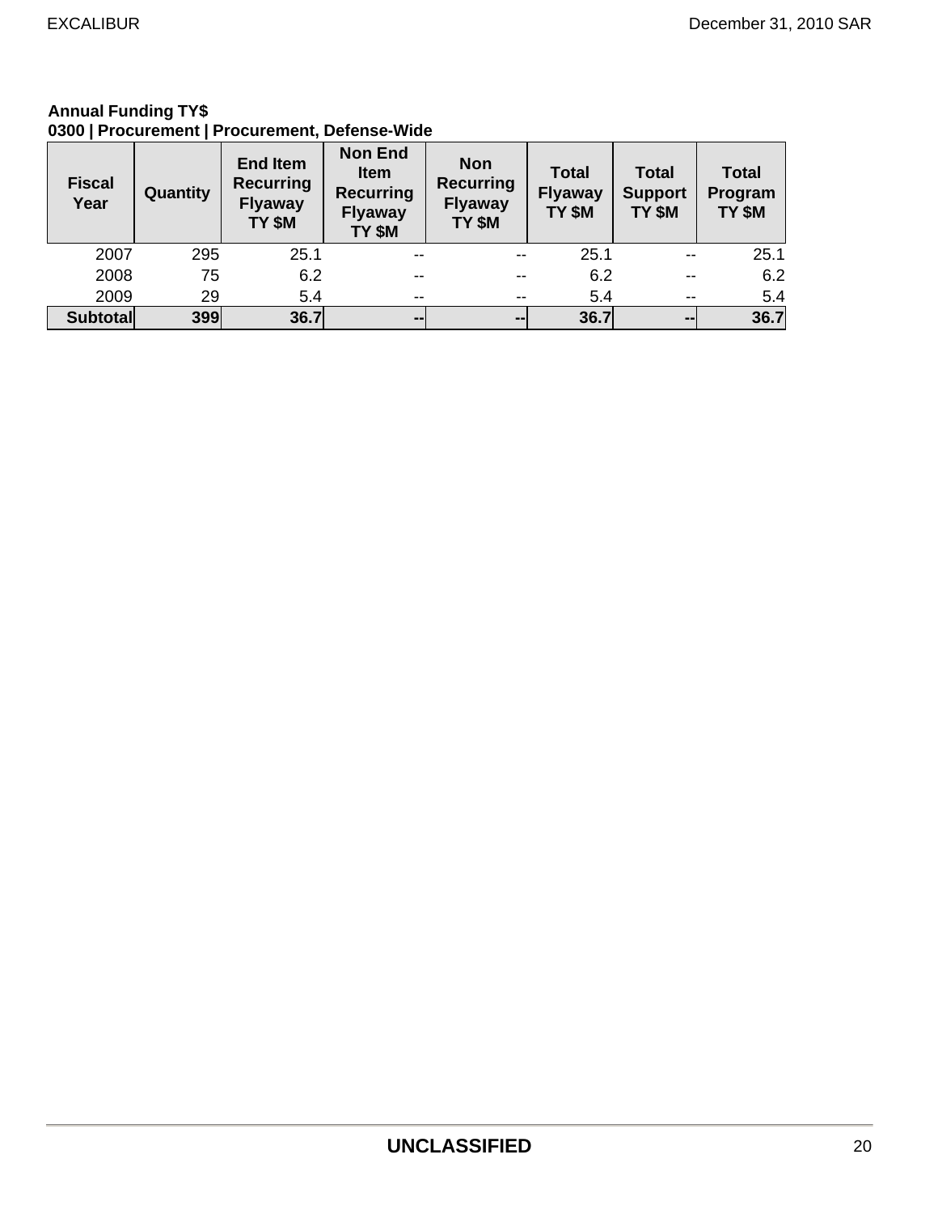**Annual Funding TY$**
**0300 | Procurement | Procurement, Defense-Wide**

| Fiscal Year | Quantity | End Item Recurring Flyaway TY $M | Non End Item Recurring Flyaway TY $M | Non Recurring Flyaway TY $M | Total Flyaway TY $M | Total Support TY $M | Total Program TY $M |
|---|---|---|---|---|---|---|---|
| 2007 | 295 | 25.1 | -- | -- | 25.1 | -- | 25.1 |
| 2008 | 75 | 6.2 | -- | -- | 6.2 | -- | 6.2 |
| 2009 | 29 | 5.4 | -- | -- | 5.4 | -- | 5.4 |
| **Subtotal** | **399** | **36.7** | **--** | **--** | **36.7** | **--** | **36.7** |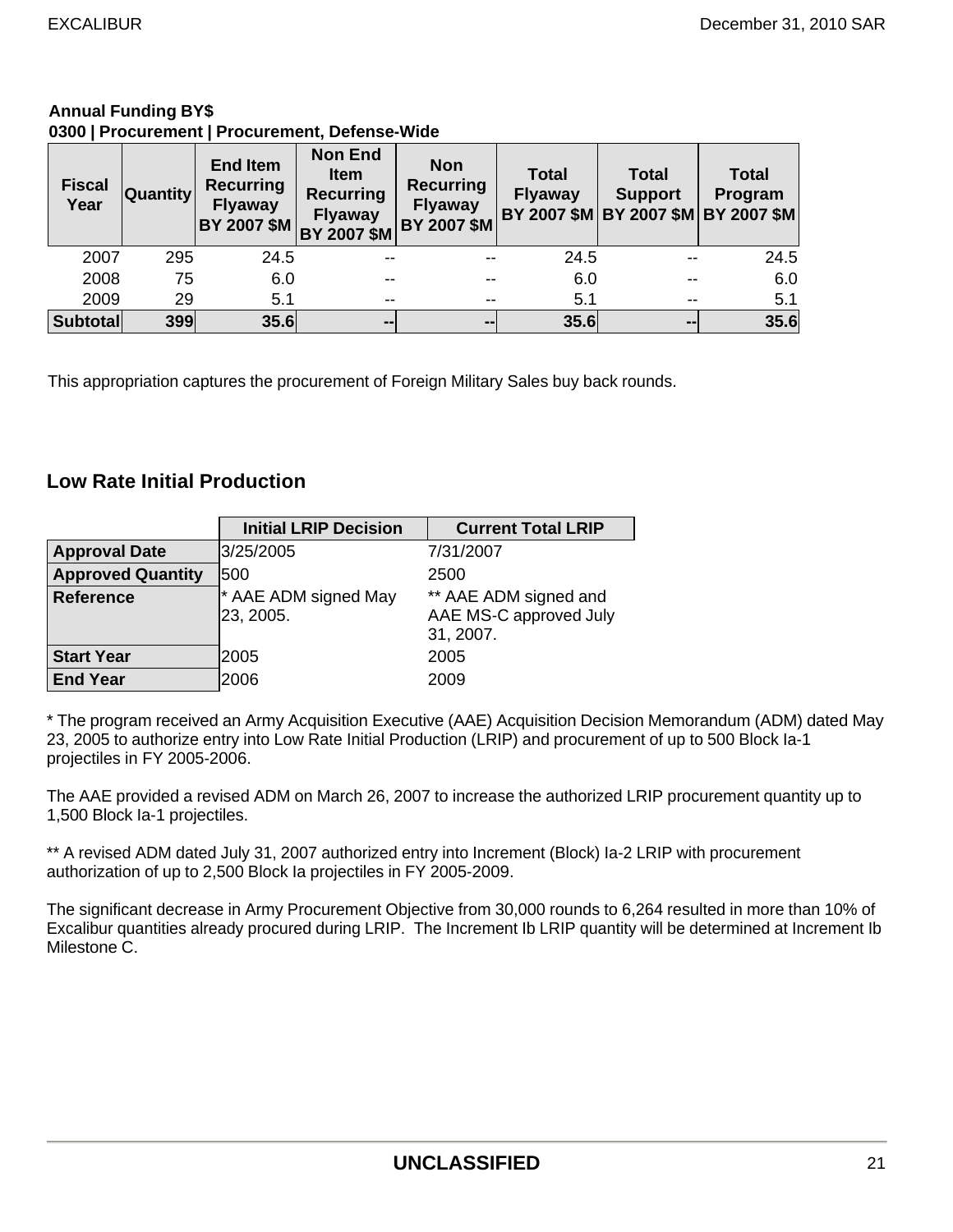**Annual Funding BY$**
**0300 | Procurement | Procurement, Defense-Wide**

| Fiscal Year | Quantity | End Item Recurring Flyaway BY 2007 $M | Non End Item Recurring Flyaway BY 2007 $M | Non Recurring Flyaway BY 2007 $M | Total Flyaway BY 2007 $M | Total Support BY 2007 $M | Total Program BY 2007 $M |
|---|---|---|---|---|---|---|---|
| 2007 | 295 | 24.5 | -- | -- | 24.5 | -- | 24.5 |
| 2008 | 75 | 6.0 | -- | -- | 6.0 | -- | 6.0 |
| 2009 | 29 | 5.1 | -- | -- | 5.1 | -- | 5.1 |
| **Subtotal** | **399** | **35.6** | **--** | **--** | **35.6** | **--** | **35.6** |

This appropriation captures the procurement of Foreign Military Sales buy back rounds.

## Low Rate Initial Production

| | Initial LRIP Decision | Current Total LRIP |
|---|---|---|
| **Approval Date** | 3/25/2005 | 7/31/2007 |
| **Approved Quantity** | 500 | 2500 |
| **Reference** | * AAE ADM signed May 23, 2005. | ** AAE ADM signed and AAE MS-C approved July 31, 2007. |
| **Start Year** | 2005 | 2005 |
| **End Year** | 2006 | 2009 |

* The program received an Army Acquisition Executive (AAE) Acquisition Decision Memorandum (ADM) dated May 23, 2005 to authorize entry into Low Rate Initial Production (LRIP) and procurement of up to 500 Block Ia-1 projectiles in FY 2005-2006.

The AAE provided a revised ADM on March 26, 2007 to increase the authorized LRIP procurement quantity up to 1,500 Block Ia-1 projectiles.

** A revised ADM dated July 31, 2007 authorized entry into Increment (Block) Ia-2 LRIP with procurement authorization of up to 2,500 Block Ia projectiles in FY 2005-2009.

The significant decrease in Army Procurement Objective from 30,000 rounds to 6,264 resulted in more than 10% of Excalibur quantities already procured during LRIP. The Increment Ib LRIP quantity will be determined at Increment Ib Milestone C.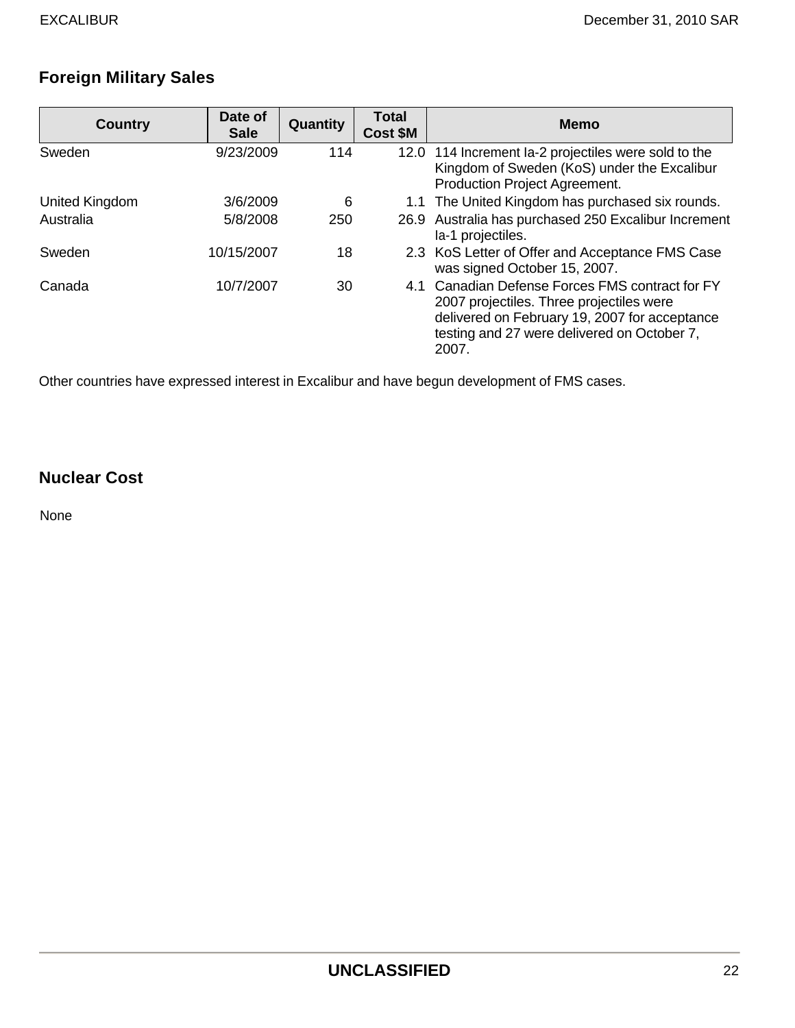## Foreign Military Sales

| Country | Date of Sale | Quantity | Total Cost $M | Memo |
|---|---|---|---|---|
| Sweden | 9/23/2009 | 114 | 12.0 | 114 Increment Ia-2 projectiles were sold to the Kingdom of Sweden (KoS) under the Excalibur Production Project Agreement. |
| United Kingdom | 3/6/2009 | 6 | 1.1 | The United Kingdom has purchased six rounds. |
| Australia | 5/8/2008 | 250 | 26.9 | Australia has purchased 250 Excalibur Increment Ia-1 projectiles. |
| Sweden | 10/15/2007 | 18 | 2.3 | KoS Letter of Offer and Acceptance FMS Case was signed October 15, 2007. |
| Canada | 10/7/2007 | 30 | 4.1 | Canadian Defense Forces FMS contract for FY 2007 projectiles. Three projectiles were delivered on February 19, 2007 for acceptance testing and 27 were delivered on October 7, 2007. |

Other countries have expressed interest in Excalibur and have begun development of FMS cases.

## Nuclear Cost

None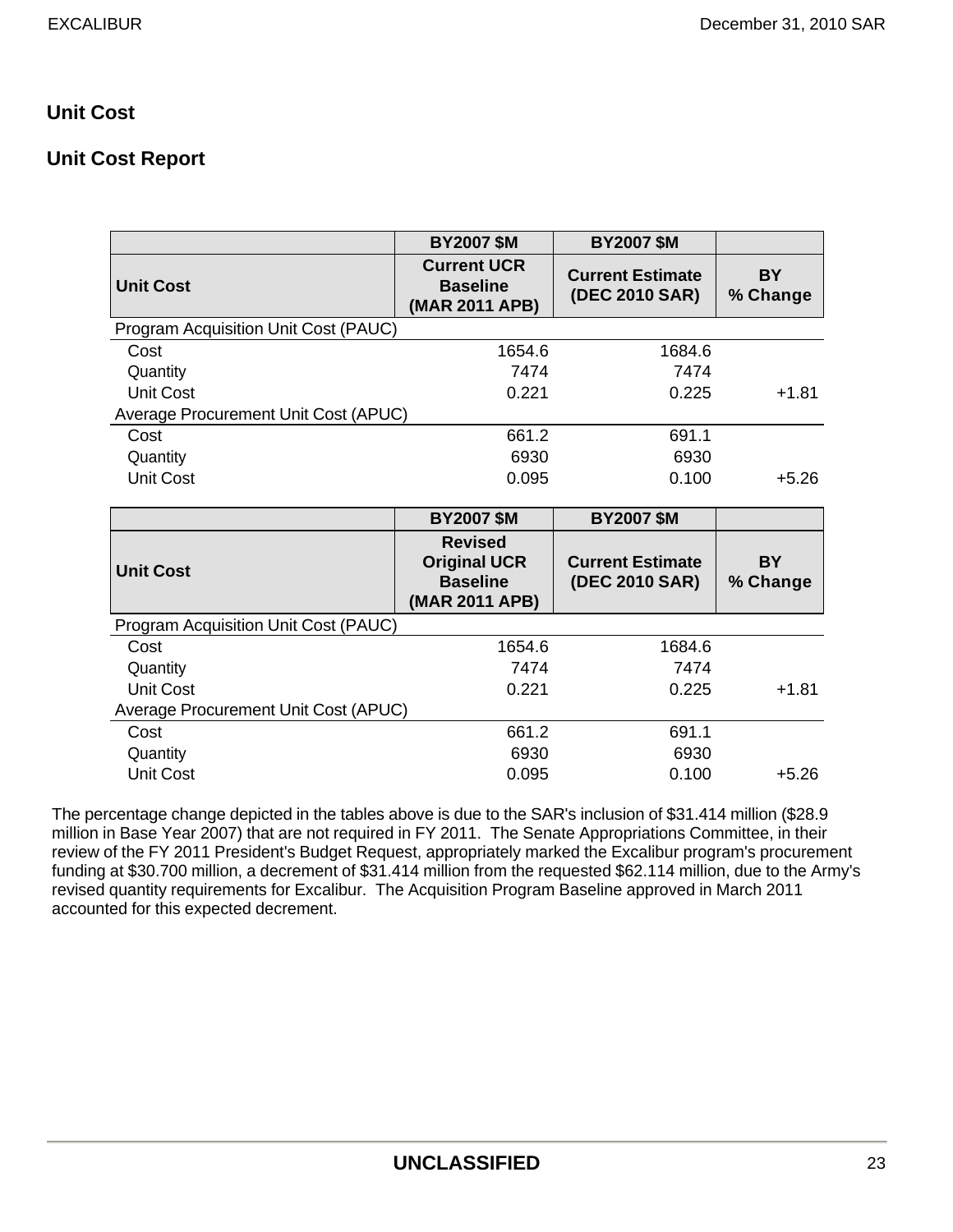## Unit Cost

## Unit Cost Report

| | BY2007 $M | BY2007 $M | |
|---|---|---|---|
| **Unit Cost** | **Current UCR Baseline (MAR 2011 APB)** | **Current Estimate (DEC 2010 SAR)** | **BY % Change** |
| Program Acquisition Unit Cost (PAUC) | | | |
| Cost | 1654.6 | 1684.6 | |
| Quantity | 7474 | 7474 | |
| Unit Cost | 0.221 | 0.225 | +1.81 |
| Average Procurement Unit Cost (APUC) | | | |
| Cost | 661.2 | 691.1 | |
| Quantity | 6930 | 6930 | |
| Unit Cost | 0.095 | 0.100 | +5.26 |

| | BY2007 $M | BY2007 $M | |
|---|---|---|---|
| **Unit Cost** | **Revised Original UCR Baseline (MAR 2011 APB)** | **Current Estimate (DEC 2010 SAR)** | **BY % Change** |
| Program Acquisition Unit Cost (PAUC) | | | |
| Cost | 1654.6 | 1684.6 | |
| Quantity | 7474 | 7474 | |
| Unit Cost | 0.221 | 0.225 | +1.81 |
| Average Procurement Unit Cost (APUC) | | | |
| Cost | 661.2 | 691.1 | |
| Quantity | 6930 | 6930 | |
| Unit Cost | 0.095 | 0.100 | +5.26 |

The percentage change depicted in the tables above is due to the SAR's inclusion of $31.414 million ($28.9 million in Base Year 2007) that are not required in FY 2011. The Senate Appropriations Committee, in their review of the FY 2011 President's Budget Request, appropriately marked the Excalibur program's procurement funding at $30.700 million, a decrement of $31.414 million from the requested $62.114 million, due to the Army's revised quantity requirements for Excalibur. The Acquisition Program Baseline approved in March 2011 accounted for this expected decrement.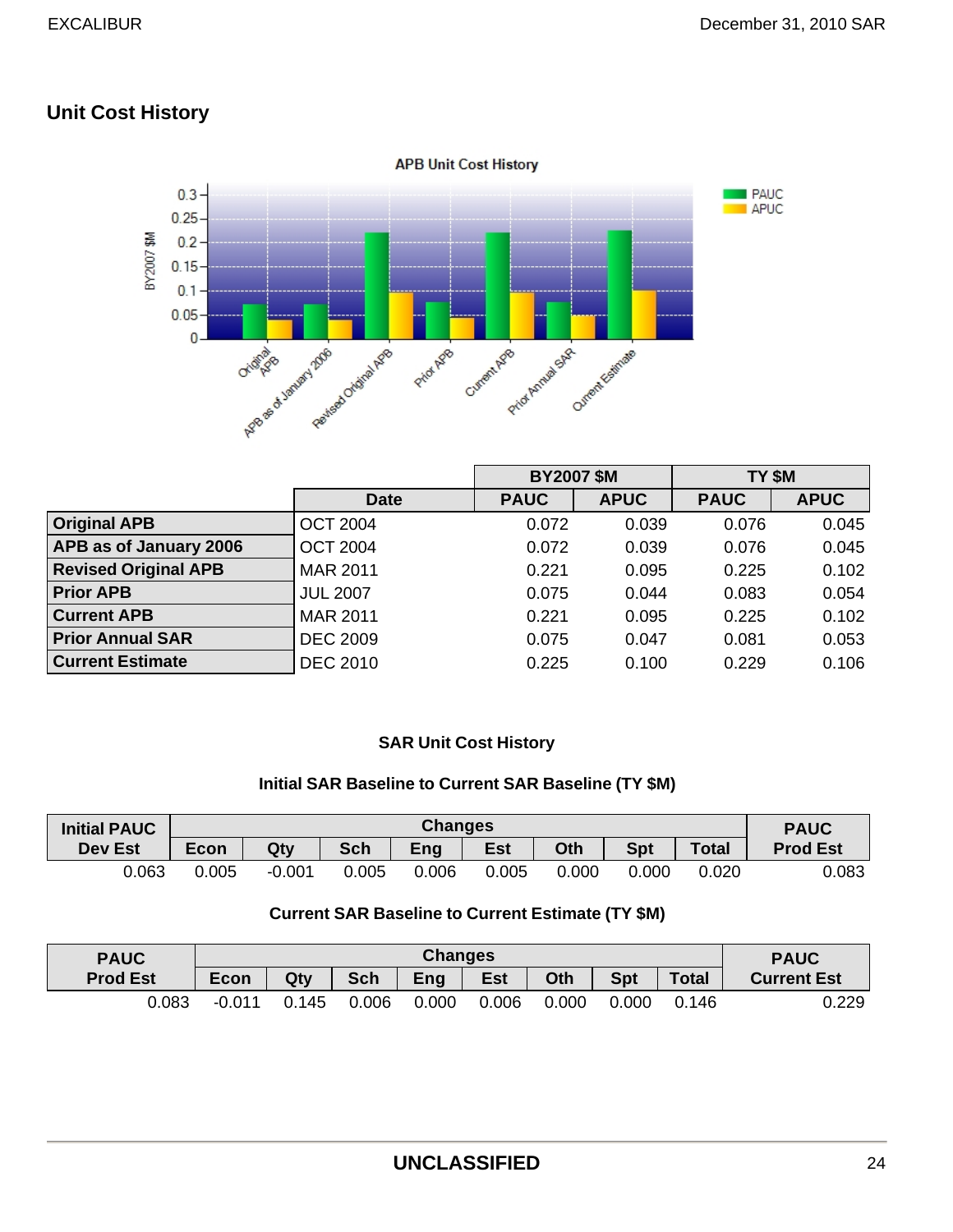## Unit Cost History

APB Unit Cost History

| | Date | BY2007 $M | | TY $M | |
|---|---|---|---|---|---|
| | | PAUC | APUC | PAUC | APUC |
| **Original APB** | OCT 2004 | 0.072 | 0.039 | 0.076 | 0.045 |
| **APB as of January 2006** | OCT 2004 | 0.072 | 0.039 | 0.076 | 0.045 |
| **Revised Original APB** | MAR 2011 | 0.221 | 0.095 | 0.225 | 0.102 |
| **Prior APB** | JUL 2007 | 0.075 | 0.044 | 0.083 | 0.054 |
| **Current APB** | MAR 2011 | 0.221 | 0.095 | 0.225 | 0.102 |
| **Prior Annual SAR** | DEC 2009 | 0.075 | 0.047 | 0.081 | 0.053 |
| **Current Estimate** | DEC 2010 | 0.225 | 0.100 | 0.229 | 0.106 |

**SAR Unit Cost History**

**Initial SAR Baseline to Current SAR Baseline (TY $M)**

| Initial PAUC Dev Est | Changes | | | | | | | | PAUC Prod Est |
|---|---|---|---|---|---|---|---|---|---|
| | Econ | Qty | Sch | Eng | Est | Oth | Spt | Total | |
| 0.063 | 0.005 | -0.001 | 0.005 | 0.006 | 0.005 | 0.000 | 0.000 | 0.020 | 0.083 |

**Current SAR Baseline to Current Estimate (TY $M)**

| PAUC Prod Est | Changes | | | | | | | | PAUC Current Est |
|---|---|---|---|---|---|---|---|---|---|
| | Econ | Qty | Sch | Eng | Est | Oth | Spt | Total | |
| 0.083 | -0.011 | 0.145 | 0.006 | 0.000 | 0.006 | 0.000 | 0.000 | 0.146 | 0.229 |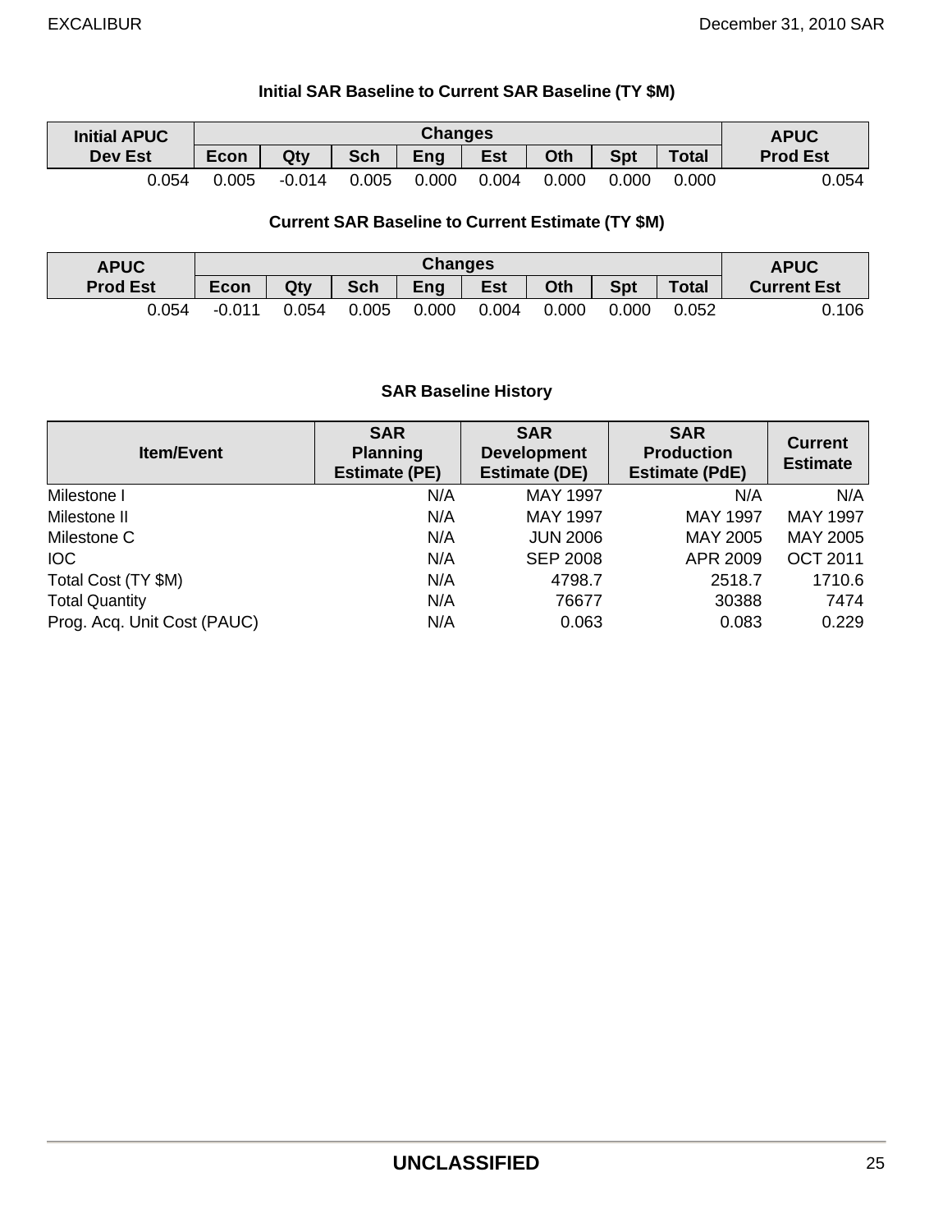**Initial SAR Baseline to Current SAR Baseline (TY $M)**

| Initial APUC Dev Est | Changes | | | | | | | | APUC Prod Est |
|---|---|---|---|---|---|---|---|---|---|
| | Econ | Qty | Sch | Eng | Est | Oth | Spt | Total | |
| 0.054 | 0.005 | -0.014 | 0.005 | 0.000 | 0.004 | 0.000 | 0.000 | 0.000 | 0.054 |

**Current SAR Baseline to Current Estimate (TY $M)**

| APUC Prod Est | Changes | | | | | | | | APUC Current Est |
|---|---|---|---|---|---|---|---|---|---|
| | Econ | Qty | Sch | Eng | Est | Oth | Spt | Total | |
| 0.054 | -0.011 | 0.054 | 0.005 | 0.000 | 0.004 | 0.000 | 0.000 | 0.052 | 0.106 |

**SAR Baseline History**

| Item/Event | SAR Planning Estimate (PE) | SAR Development Estimate (DE) | SAR Production Estimate (PdE) | Current Estimate |
|---|---|---|---|---|
| Milestone I | N/A | MAY 1997 | N/A | N/A |
| Milestone II | N/A | MAY 1997 | MAY 1997 | MAY 1997 |
| Milestone C | N/A | JUN 2006 | MAY 2005 | MAY 2005 |
| IOC | N/A | SEP 2008 | APR 2009 | OCT 2011 |
| Total Cost (TY $M) | N/A | 4798.7 | 2518.7 | 1710.6 |
| Total Quantity | N/A | 76677 | 30388 | 7474 |
| Prog. Acq. Unit Cost (PAUC) | N/A | 0.063 | 0.083 | 0.229 |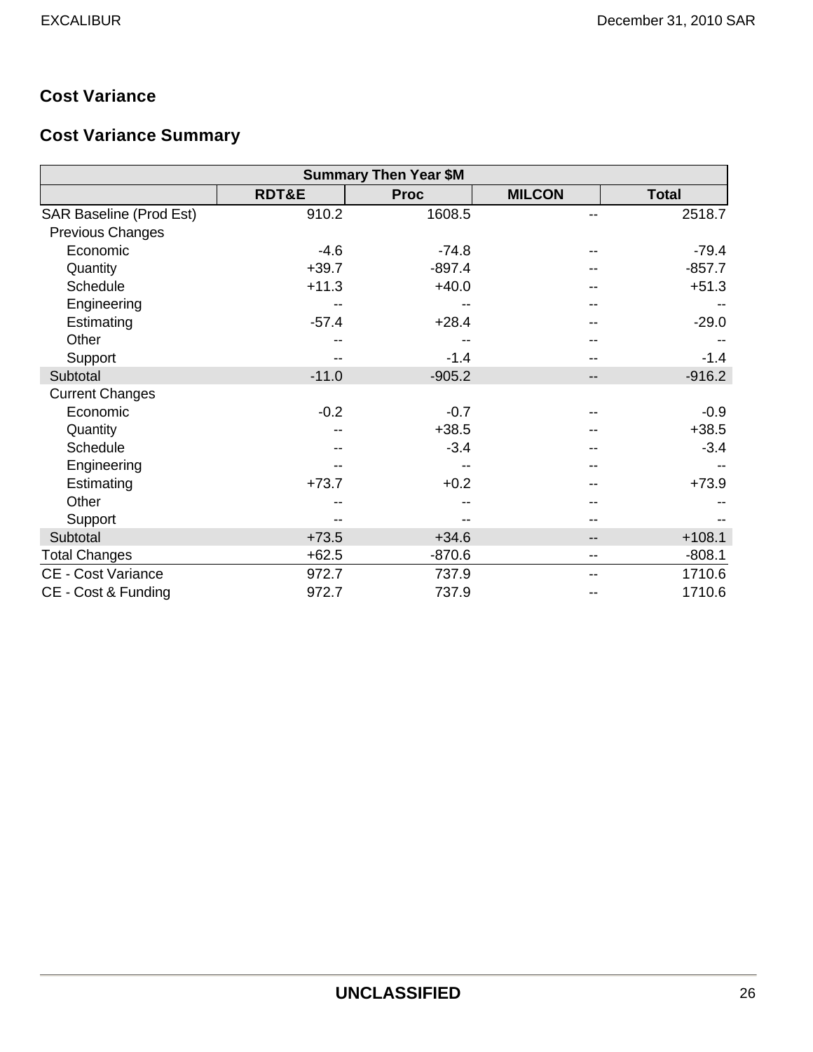## Cost Variance

## Cost Variance Summary

| Summary Then Year $M | | | | |
|---|---|---|---|---|
| | RDT&E | Proc | MILCON | Total |
| SAR Baseline (Prod Est) | 910.2 | 1608.5 | -- | 2518.7 |
| Previous Changes | | | | |
| Economic | -4.6 | -74.8 | -- | -79.4 |
| Quantity | +39.7 | -897.4 | -- | -857.7 |
| Schedule | +11.3 | +40.0 | -- | +51.3 |
| Engineering | -- | -- | -- | -- |
| Estimating | -57.4 | +28.4 | -- | -29.0 |
| Other | -- | -- | -- | -- |
| Support | -- | -1.4 | -- | -1.4 |
| Subtotal | -11.0 | -905.2 | -- | -916.2 |
| Current Changes | | | | |
| Economic | -0.2 | -0.7 | -- | -0.9 |
| Quantity | -- | +38.5 | -- | +38.5 |
| Schedule | -- | -3.4 | -- | -3.4 |
| Engineering | -- | -- | -- | -- |
| Estimating | +73.7 | +0.2 | -- | +73.9 |
| Other | -- | -- | -- | -- |
| Support | -- | -- | -- | -- |
| Subtotal | +73.5 | +34.6 | -- | +108.1 |
| Total Changes | +62.5 | -870.6 | -- | -808.1 |
| CE - Cost Variance | 972.7 | 737.9 | -- | 1710.6 |
| CE - Cost & Funding | 972.7 | 737.9 | -- | 1710.6 |

**UNCLASSIFIED**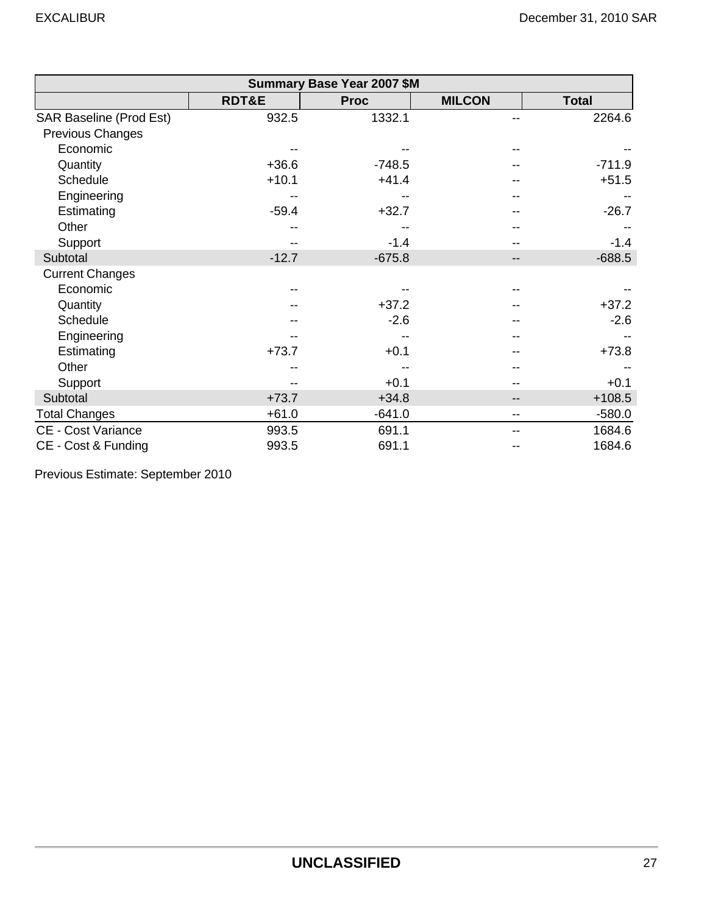| Summary Base Year 2007 $M | | | | |
|---|---|---|---|---|
| | RDT&E | Proc | MILCON | Total |
| SAR Baseline (Prod Est) | 932.5 | 1332.1 | -- | 2264.6 |
| Previous Changes | | | | |
| Economic | -- | -- | -- | -- |
| Quantity | +36.6 | -748.5 | -- | -711.9 |
| Schedule | +10.1 | +41.4 | -- | +51.5 |
| Engineering | -- | -- | -- | -- |
| Estimating | -59.4 | +32.7 | -- | -26.7 |
| Other | -- | -- | -- | -- |
| Support | -- | -1.4 | -- | -1.4 |
| Subtotal | -12.7 | -675.8 | -- | -688.5 |
| Current Changes | | | | |
| Economic | -- | -- | -- | -- |
| Quantity | -- | +37.2 | -- | +37.2 |
| Schedule | -- | -2.6 | -- | -2.6 |
| Engineering | -- | -- | -- | -- |
| Estimating | +73.7 | +0.1 | -- | +73.8 |
| Other | -- | -- | -- | -- |
| Support | -- | +0.1 | -- | +0.1 |
| Subtotal | +73.7 | +34.8 | -- | +108.5 |
| Total Changes | +61.0 | -641.0 | -- | -580.0 |
| CE - Cost Variance | 993.5 | 691.1 | -- | 1684.6 |
| CE - Cost & Funding | 993.5 | 691.1 | -- | 1684.6 |

Previous Estimate: September 2010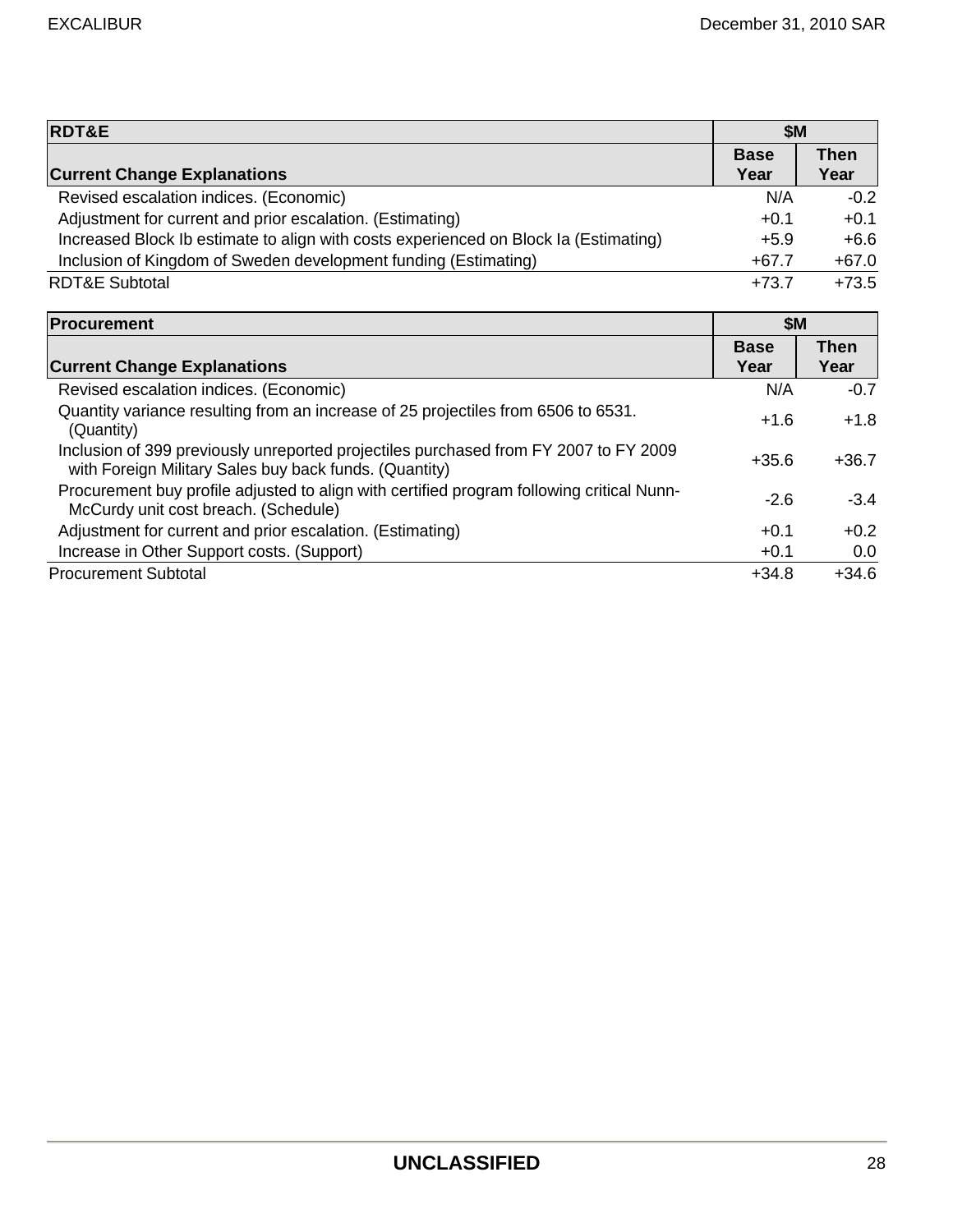| RDT&E | $M | |
|---|---|---|
| Current Change Explanations | Base Year | Then Year |
| Revised escalation indices. (Economic) | N/A | -0.2 |
| Adjustment for current and prior escalation. (Estimating) | +0.1 | +0.1 |
| Increased Block Ib estimate to align with costs experienced on Block Ia (Estimating) | +5.9 | +6.6 |
| Inclusion of Kingdom of Sweden development funding (Estimating) | +67.7 | +67.0 |
| RDT&E Subtotal | +73.7 | +73.5 |

| Procurement | $M | |
|---|---|---|
| Current Change Explanations | Base Year | Then Year |
| Revised escalation indices. (Economic) | N/A | -0.7 |
| Quantity variance resulting from an increase of 25 projectiles from 6506 to 6531. (Quantity) | +1.6 | +1.8 |
| Inclusion of 399 previously unreported projectiles purchased from FY 2007 to FY 2009 with Foreign Military Sales buy back funds. (Quantity) | +35.6 | +36.7 |
| Procurement buy profile adjusted to align with certified program following critical Nunn-McCurdy unit cost breach. (Schedule) | -2.6 | -3.4 |
| Adjustment for current and prior escalation. (Estimating) | +0.1 | +0.2 |
| Increase in Other Support costs. (Support) | +0.1 | 0.0 |
| Procurement Subtotal | +34.8 | +34.6 |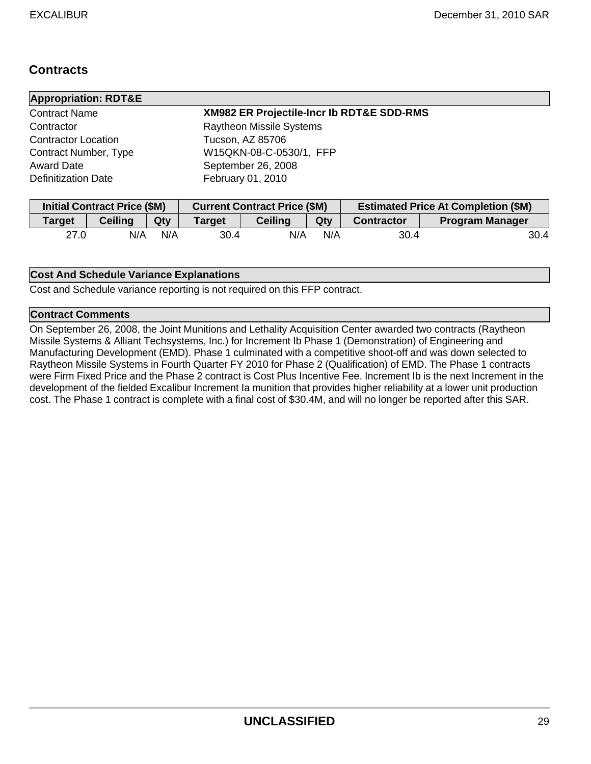## Contracts

**Appropriation: RDT&E**

| | |
|---|---|
| Contract Name | **XM982 ER Projectile-Incr Ib RDT&E SDD-RMS** |
| Contractor | Raytheon Missile Systems |
| Contractor Location | Tucson, AZ 85706 |
| Contract Number, Type | W15QKN-08-C-0530/1, FFP |
| Award Date | September 26, 2008 |
| Definitization Date | February 01, 2010 |

| Initial Contract Price ($M) | | | Current Contract Price ($M) | | | Estimated Price At Completion ($M) | |
|---|---|---|---|---|---|---|---|
| Target | Ceiling | Qty | Target | Ceiling | Qty | Contractor | Program Manager |
| 27.0 | N/A | N/A | 30.4 | N/A | N/A | 30.4 | 30.4 |

**Cost And Schedule Variance Explanations**

Cost and Schedule variance reporting is not required on this FFP contract.

**Contract Comments**

On September 26, 2008, the Joint Munitions and Lethality Acquisition Center awarded two contracts (Raytheon Missile Systems & Alliant Techsystems, Inc.) for Increment Ib Phase 1 (Demonstration) of Engineering and Manufacturing Development (EMD). Phase 1 culminated with a competitive shoot-off and was down selected to Raytheon Missile Systems in Fourth Quarter FY 2010 for Phase 2 (Qualification) of EMD. The Phase 1 contracts were Firm Fixed Price and the Phase 2 contract is Cost Plus Incentive Fee. Increment Ib is the next Increment in the development of the fielded Excalibur Increment Ia munition that provides higher reliability at a lower unit production cost. The Phase 1 contract is complete with a final cost of $30.4M, and will no longer be reported after this SAR.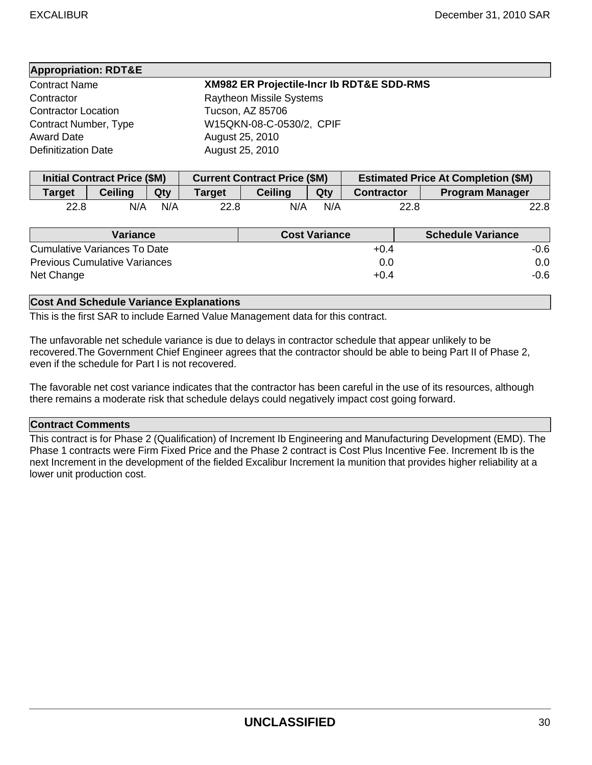**Appropriation: RDT&E**

| | |
|---|---|
| Contract Name | **XM982 ER Projectile-Incr Ib RDT&E SDD-RMS** |
| Contractor | Raytheon Missile Systems |
| Contractor Location | Tucson, AZ 85706 |
| Contract Number, Type | W15QKN-08-C-0530/2, CPIF |
| Award Date | August 25, 2010 |
| Definitization Date | August 25, 2010 |

| Initial Contract Price ($M) | | | Current Contract Price ($M) | | | Estimated Price At Completion ($M) | |
|---|---|---|---|---|---|---|---|
| Target | Ceiling | Qty | Target | Ceiling | Qty | Contractor | Program Manager |
| 22.8 | N/A | N/A | 22.8 | N/A | N/A | 22.8 | 22.8 |

| Variance | Cost Variance | Schedule Variance |
|---|---|---|
| Cumulative Variances To Date | +0.4 | -0.6 |
| Previous Cumulative Variances | 0.0 | 0.0 |
| Net Change | +0.4 | -0.6 |

**Cost And Schedule Variance Explanations**

This is the first SAR to include Earned Value Management data for this contract.

The unfavorable net schedule variance is due to delays in contractor schedule that appear unlikely to be recovered.The Government Chief Engineer agrees that the contractor should be able to being Part II of Phase 2, even if the schedule for Part I is not recovered.

The favorable net cost variance indicates that the contractor has been careful in the use of its resources, although there remains a moderate risk that schedule delays could negatively impact cost going forward.

**Contract Comments**

This contract is for Phase 2 (Qualification) of Increment Ib Engineering and Manufacturing Development (EMD). The Phase 1 contracts were Firm Fixed Price and the Phase 2 contract is Cost Plus Incentive Fee. Increment Ib is the next Increment in the development of the fielded Excalibur Increment Ia munition that provides higher reliability at a lower unit production cost.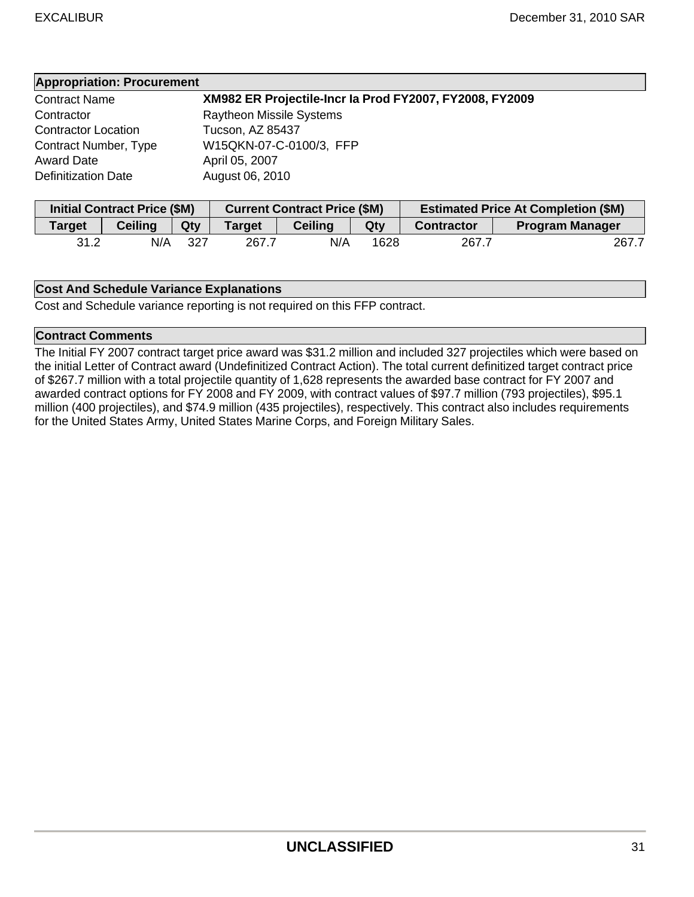| Appropriation: Procurement | |
|---|---|
| Contract Name | **XM982 ER Projectile-Incr Ia Prod FY2007, FY2008, FY2009** |
| Contractor | Raytheon Missile Systems |
| Contractor Location | Tucson, AZ 85437 |
| Contract Number, Type | W15QKN-07-C-0100/3, FFP |
| Award Date | April 05, 2007 |
| Definitization Date | August 06, 2010 |

| Initial Contract Price ($M) | | | Current Contract Price ($M) | | | Estimated Price At Completion ($M) | |
|---|---|---|---|---|---|---|---|
| Target | Ceiling | Qty | Target | Ceiling | Qty | Contractor | Program Manager |
| 31.2 | N/A | 327 | 267.7 | N/A | 1628 | 267.7 | 267.7 |

**Cost And Schedule Variance Explanations**

Cost and Schedule variance reporting is not required on this FFP contract.

**Contract Comments**

The Initial FY 2007 contract target price award was $31.2 million and included 327 projectiles which were based on the initial Letter of Contract award (Undefinitized Contract Action). The total current definitized target contract price of $267.7 million with a total projectile quantity of 1,628 represents the awarded base contract for FY 2007 and awarded contract options for FY 2008 and FY 2009, with contract values of $97.7 million (793 projectiles), $95.1 million (400 projectiles), and $74.9 million (435 projectiles), respectively. This contract also includes requirements for the United States Army, United States Marine Corps, and Foreign Military Sales.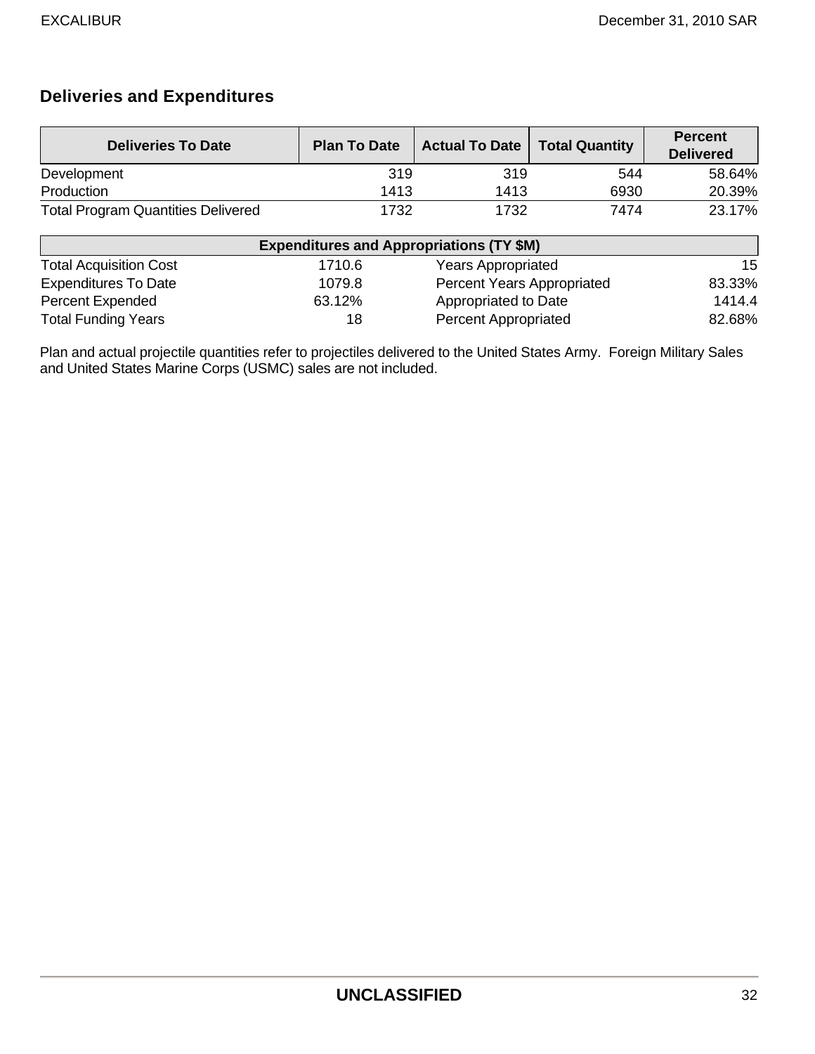## Deliveries and Expenditures

| Deliveries To Date | Plan To Date | Actual To Date | Total Quantity | Percent Delivered |
|---|---|---|---|---|
| Development | 319 | 319 | 544 | 58.64% |
| Production | 1413 | 1413 | 6930 | 20.39% |
| Total Program Quantities Delivered | 1732 | 1732 | 7474 | 23.17% |

| Expenditures and Appropriations (TY $M) | | | |
|---|---|---|---|
| Total Acquisition Cost | 1710.6 | Years Appropriated | 15 |
| Expenditures To Date | 1079.8 | Percent Years Appropriated | 83.33% |
| Percent Expended | 63.12% | Appropriated to Date | 1414.4 |
| Total Funding Years | 18 | Percent Appropriated | 82.68% |

Plan and actual projectile quantities refer to projectiles delivered to the United States Army. Foreign Military Sales and United States Marine Corps (USMC) sales are not included.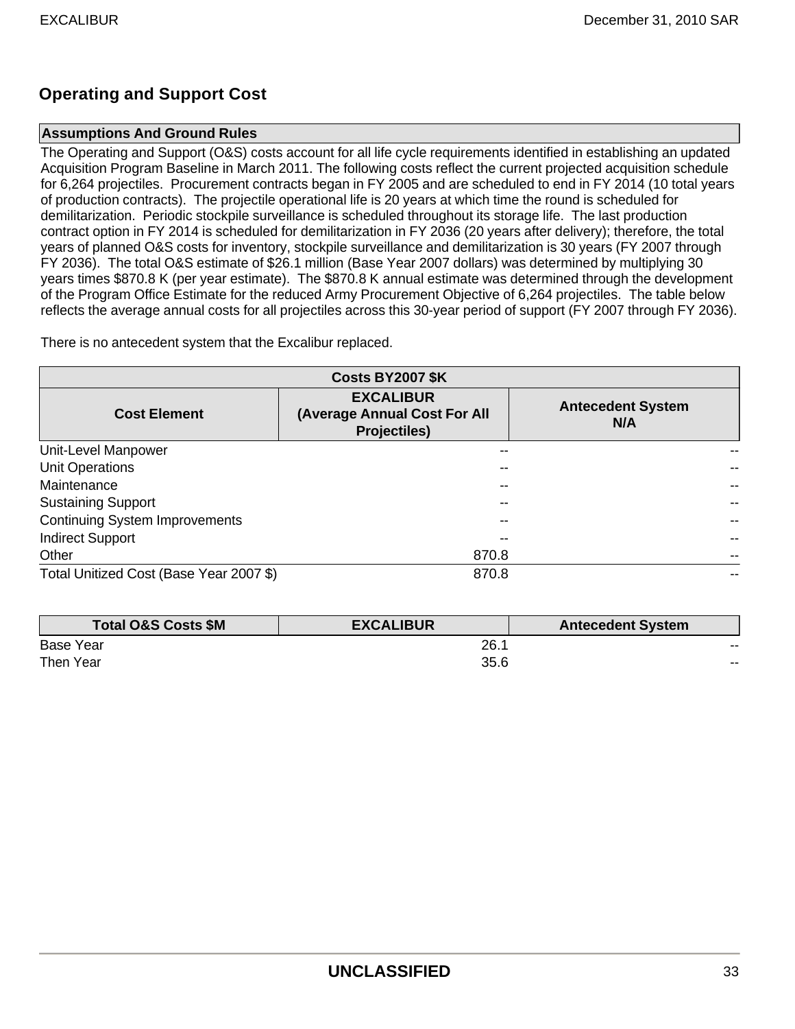## Operating and Support Cost

| Assumptions And Ground Rules |
|---|

The Operating and Support (O&S) costs account for all life cycle requirements identified in establishing an updated Acquisition Program Baseline in March 2011. The following costs reflect the current projected acquisition schedule for 6,264 projectiles. Procurement contracts began in FY 2005 and are scheduled to end in FY 2014 (10 total years of production contracts). The projectile operational life is 20 years at which time the round is scheduled for demilitarization. Periodic stockpile surveillance is scheduled throughout its storage life. The last production contract option in FY 2014 is scheduled for demilitarization in FY 2036 (20 years after delivery); therefore, the total years of planned O&S costs for inventory, stockpile surveillance and demilitarization is 30 years (FY 2007 through FY 2036). The total O&S estimate of $26.1 million (Base Year 2007 dollars) was determined by multiplying 30 years times $870.8 K (per year estimate). The $870.8 K annual estimate was determined through the development of the Program Office Estimate for the reduced Army Procurement Objective of 6,264 projectiles. The table below reflects the average annual costs for all projectiles across this 30-year period of support (FY 2007 through FY 2036).

There is no antecedent system that the Excalibur replaced.

| Costs BY2007 $K | | |
|---|---|---|
| **Cost Element** | **EXCALIBUR (Average Annual Cost For All Projectiles)** | **Antecedent System N/A** |
| Unit-Level Manpower | -- | -- |
| Unit Operations | -- | -- |
| Maintenance | -- | -- |
| Sustaining Support | -- | -- |
| Continuing System Improvements | -- | -- |
| Indirect Support | -- | -- |
| Other | 870.8 | -- |
| Total Unitized Cost (Base Year 2007 $) | 870.8 | -- |

| Total O&S Costs $M | EXCALIBUR | Antecedent System |
|---|---|---|
| Base Year | 26.1 | -- |
| Then Year | 35.6 | -- |